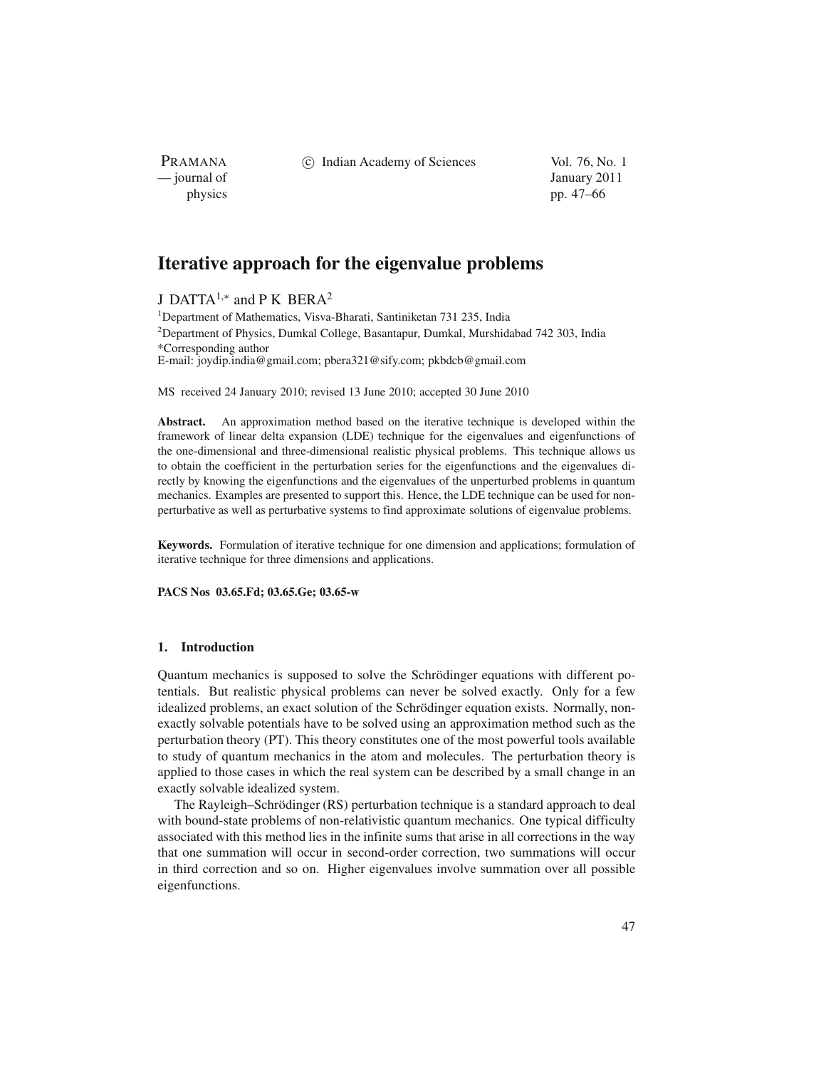# Iterative approach for the eigenvalue problems

J DATTA[1,*] and P K BERA[2]

[1]Department of Mathematics, Visva-Bharati, Santiniketan 731 235, India
[2]Department of Physics, Dumkal College, Basantapur, Dumkal, Murshidabad 742 303, India
*Corresponding author
E-mail: joydip.india@gmail.com; pbera321@sify.com; pkbdcb@gmail.com

MS received 24 January 2010; revised 13 June 2010; accepted 30 June 2010

**Abstract.** An approximation method based on the iterative technique is developed within the framework of linear delta expansion (LDE) technique for the eigenvalues and eigenfunctions of the one-dimensional and three-dimensional realistic physical problems. This technique allows us to obtain the coefficient in the perturbation series for the eigenfunctions and the eigenvalues directly by knowing the eigenfunctions and the eigenvalues of the unperturbed problems in quantum mechanics. Examples are presented to support this. Hence, the LDE technique can be used for non-perturbative as well as perturbative systems to find approximate solutions of eigenvalue problems.

**Keywords.** Formulation of iterative technique for one dimension and applications; formulation of iterative technique for three dimensions and applications.

**PACS Nos 03.65.Fd; 03.65.Ge; 03.65-w**

## 1. Introduction

Quantum mechanics is supposed to solve the Schrödinger equations with different potentials. But realistic physical problems can never be solved exactly. Only for a few idealized problems, an exact solution of the Schrödinger equation exists. Normally, non-exactly solvable potentials have to be solved using an approximation method such as the perturbation theory (PT). This theory constitutes one of the most powerful tools available to study of quantum mechanics in the atom and molecules. The perturbation theory is applied to those cases in which the real system can be described by a small change in an exactly solvable idealized system.

The Rayleigh–Schrödinger (RS) perturbation technique is a standard approach to deal with bound-state problems of non-relativistic quantum mechanics. One typical difficulty associated with this method lies in the infinite sums that arise in all corrections in the way that one summation will occur in second-order correction, two summations will occur in third correction and so on. Higher eigenvalues involve summation over all possible eigenfunctions.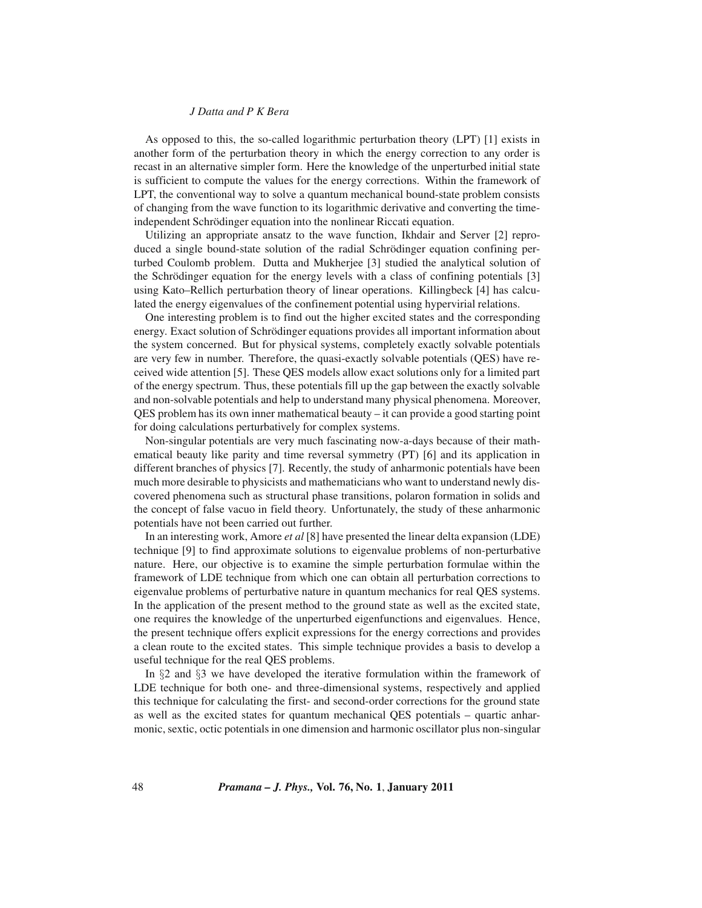As opposed to this, the so-called logarithmic perturbation theory (LPT) [1] exists in another form of the perturbation theory in which the energy correction to any order is recast in an alternative simpler form. Here the knowledge of the unperturbed initial state is sufficient to compute the values for the energy corrections. Within the framework of LPT, the conventional way to solve a quantum mechanical bound-state problem consists of changing from the wave function to its logarithmic derivative and converting the time-independent Schrödinger equation into the nonlinear Riccati equation.

Utilizing an appropriate ansatz to the wave function, Ikhdair and Server [2] reproduced a single bound-state solution of the radial Schrödinger equation confining perturbed Coulomb problem. Dutta and Mukherjee [3] studied the analytical solution of the Schrödinger equation for the energy levels with a class of confining potentials [3] using Kato–Rellich perturbation theory of linear operations. Killingbeck [4] has calculated the energy eigenvalues of the confinement potential using hypervirial relations.

One interesting problem is to find out the higher excited states and the corresponding energy. Exact solution of Schrödinger equations provides all important information about the system concerned. But for physical systems, completely exactly solvable potentials are very few in number. Therefore, the quasi-exactly solvable potentials (QES) have received wide attention [5]. These QES models allow exact solutions only for a limited part of the energy spectrum. Thus, these potentials fill up the gap between the exactly solvable and non-solvable potentials and help to understand many physical phenomena. Moreover, QES problem has its own inner mathematical beauty – it can provide a good starting point for doing calculations perturbatively for complex systems.

Non-singular potentials are very much fascinating now-a-days because of their mathematical beauty like parity and time reversal symmetry (PT) [6] and its application in different branches of physics [7]. Recently, the study of anharmonic potentials have been much more desirable to physicists and mathematicians who want to understand newly discovered phenomena such as structural phase transitions, polaron formation in solids and the concept of false vacuo in field theory. Unfortunately, the study of these anharmonic potentials have not been carried out further.

In an interesting work, Amore *et al* [8] have presented the linear delta expansion (LDE) technique [9] to find approximate solutions to eigenvalue problems of non-perturbative nature. Here, our objective is to examine the simple perturbation formulae within the framework of LDE technique from which one can obtain all perturbation corrections to eigenvalue problems of perturbative nature in quantum mechanics for real QES systems. In the application of the present method to the ground state as well as the excited state, one requires the knowledge of the unperturbed eigenfunctions and eigenvalues. Hence, the present technique offers explicit expressions for the energy corrections and provides a clean route to the excited states. This simple technique provides a basis to develop a useful technique for the real QES problems.

In §2 and §3 we have developed the iterative formulation within the framework of LDE technique for both one- and three-dimensional systems, respectively and applied this technique for calculating the first- and second-order corrections for the ground state as well as the excited states for quantum mechanical QES potentials – quartic anharmonic, sextic, octic potentials in one dimension and harmonic oscillator plus non-singular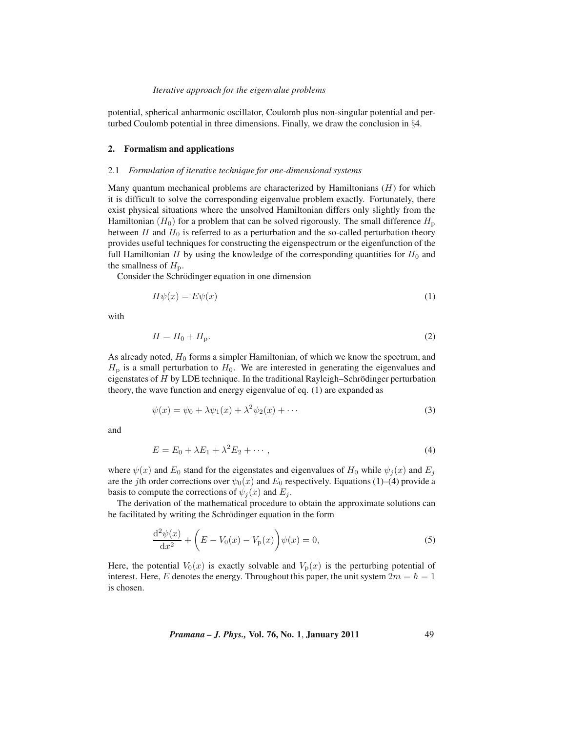potential, spherical anharmonic oscillator, Coulomb plus non-singular potential and perturbed Coulomb potential in three dimensions. Finally, we draw the conclusion in §4.

## 2. Formalism and applications

### 2.1 *Formulation of iterative technique for one-dimensional systems*

Many quantum mechanical problems are characterized by Hamiltonians ($H$) for which it is difficult to solve the corresponding eigenvalue problem exactly. Fortunately, there exist physical situations where the unsolved Hamiltonian differs only slightly from the Hamiltonian ($H_0$) for a problem that can be solved rigorously. The small difference $H_{\rm p}$ between $H$ and $H_0$ is referred to as a perturbation and the so-called perturbation theory provides useful techniques for constructing the eigenspectrum or the eigenfunction of the full Hamiltonian $H$ by using the knowledge of the corresponding quantities for $H_0$ and the smallness of $H_{\rm p}$.

Consider the Schrödinger equation in one dimension

$$H\psi(x) = E\psi(x) \tag{1}$$

with

$$H = H_0 + H_{\rm p}. \tag{2}$$

As already noted, $H_0$ forms a simpler Hamiltonian, of which we know the spectrum, and $H_{\rm p}$ is a small perturbation to $H_0$. We are interested in generating the eigenvalues and eigenstates of $H$ by LDE technique. In the traditional Rayleigh–Schrödinger perturbation theory, the wave function and energy eigenvalue of eq. (1) are expanded as

$$\psi(x) = \psi_0 + \lambda\psi_1(x) + \lambda^2\psi_2(x) + \cdots \tag{3}$$

and

$$E = E_0 + \lambda E_1 + \lambda^2 E_2 + \cdots, \tag{4}$$

where $\psi(x)$ and $E_0$ stand for the eigenstates and eigenvalues of $H_0$ while $\psi_j(x)$ and $E_j$ are the $j$th order corrections over $\psi_0(x)$ and $E_0$ respectively. Equations (1)–(4) provide a basis to compute the corrections of $\psi_j(x)$ and $E_j$.

The derivation of the mathematical procedure to obtain the approximate solutions can be facilitated by writing the Schrödinger equation in the form

$$\frac{{\rm d}^2\psi(x)}{{\rm d}x^2} + \bigg(E - V_0(x) - V_{\rm p}(x)\bigg)\psi(x) = 0, \tag{5}$$

Here, the potential $V_0(x)$ is exactly solvable and $V_{\rm p}(x)$ is the perturbing potential of interest. Here, $E$ denotes the energy. Throughout this paper, the unit system $2m = \hbar = 1$ is chosen.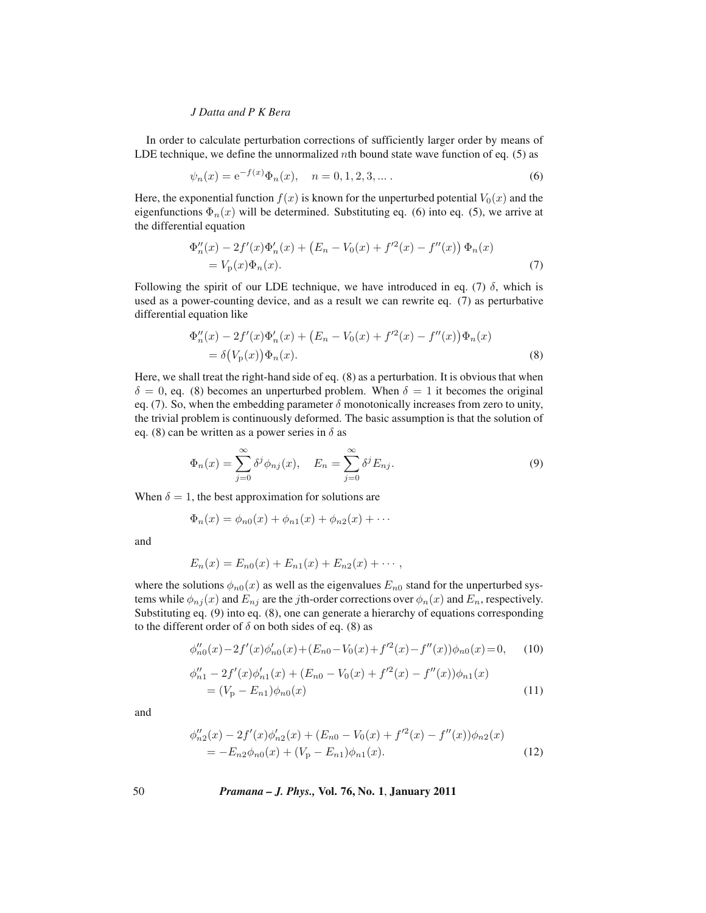In order to calculate perturbation corrections of sufficiently larger order by means of LDE technique, we define the unnormalized $n$th bound state wave function of eq. (5) as

$$\psi_n(x) = \mathrm{e}^{-f(x)}\Phi_n(x), \quad n = 0, 1, 2, 3, \ldots . \tag{6}$$

Here, the exponential function $f(x)$ is known for the unperturbed potential $V_0(x)$ and the eigenfunctions $\Phi_n(x)$ will be determined. Substituting eq. (6) into eq. (5), we arrive at the differential equation

$$\begin{aligned}\Phi_n''(x) - 2f'(x)\Phi_n'(x) + \left(E_n - V_0(x) + f'^2(x) - f''(x)\right)\Phi_n(x) \\ = V_\mathrm{p}(x)\Phi_n(x).\end{aligned} \tag{7}$$

Following the spirit of our LDE technique, we have introduced in eq. (7) $\delta$, which is used as a power-counting device, and as a result we can rewrite eq. (7) as perturbative differential equation like

$$\begin{aligned}\Phi_n''(x) - 2f'(x)\Phi_n'(x) + \left(E_n - V_0(x) + f'^2(x) - f''(x)\right)\Phi_n(x) \\ = \delta\big(V_\mathrm{p}(x)\big)\Phi_n(x).\end{aligned} \tag{8}$$

Here, we shall treat the right-hand side of eq. (8) as a perturbation. It is obvious that when $\delta = 0$, eq. (8) becomes an unperturbed problem. When $\delta = 1$ it becomes the original eq. (7). So, when the embedding parameter $\delta$ monotonically increases from zero to unity, the trivial problem is continuously deformed. The basic assumption is that the solution of eq. (8) can be written as a power series in $\delta$ as

$$\Phi_n(x) = \sum_{j=0}^{\infty} \delta^j \phi_{nj}(x), \quad E_n = \sum_{j=0}^{\infty} \delta^j E_{nj}. \tag{9}$$

When $\delta = 1$, the best approximation for solutions are

$$\Phi_n(x) = \phi_{n0}(x) + \phi_{n1}(x) + \phi_{n2}(x) + \cdots$$

and

$$E_n(x) = E_{n0}(x) + E_{n1}(x) + E_{n2}(x) + \cdots ,$$

where the solutions $\phi_{n0}(x)$ as well as the eigenvalues $E_{n0}$ stand for the unperturbed systems while $\phi_{nj}(x)$ and $E_{nj}$ are the $j$th-order corrections over $\phi_n(x)$ and $E_n$, respectively. Substituting eq. (9) into eq. (8), one can generate a hierarchy of equations corresponding to the different order of $\delta$ on both sides of eq. (8) as

$$\phi_{n0}''(x) - 2f'(x)\phi_{n0}'(x) + (E_{n0} - V_0(x) + f'^2(x) - f''(x))\phi_{n0}(x) = 0, \tag{10}$$

$$\begin{aligned}\phi_{n1}'' - 2f'(x)\phi_{n1}'(x) + (E_{n0} - V_0(x) + f'^2(x) - f''(x))\phi_{n1}(x) \\ = (V_\mathrm{p} - E_{n1})\phi_{n0}(x)\end{aligned} \tag{11}$$

and

$$\begin{aligned}\phi_{n2}''(x) - 2f'(x)\phi_{n2}'(x) + (E_{n0} - V_0(x) + f'^2(x) - f''(x))\phi_{n2}(x) \\ = -E_{n2}\phi_{n0}(x) + (V_\mathrm{p} - E_{n1})\phi_{n1}(x).\end{aligned} \tag{12}$$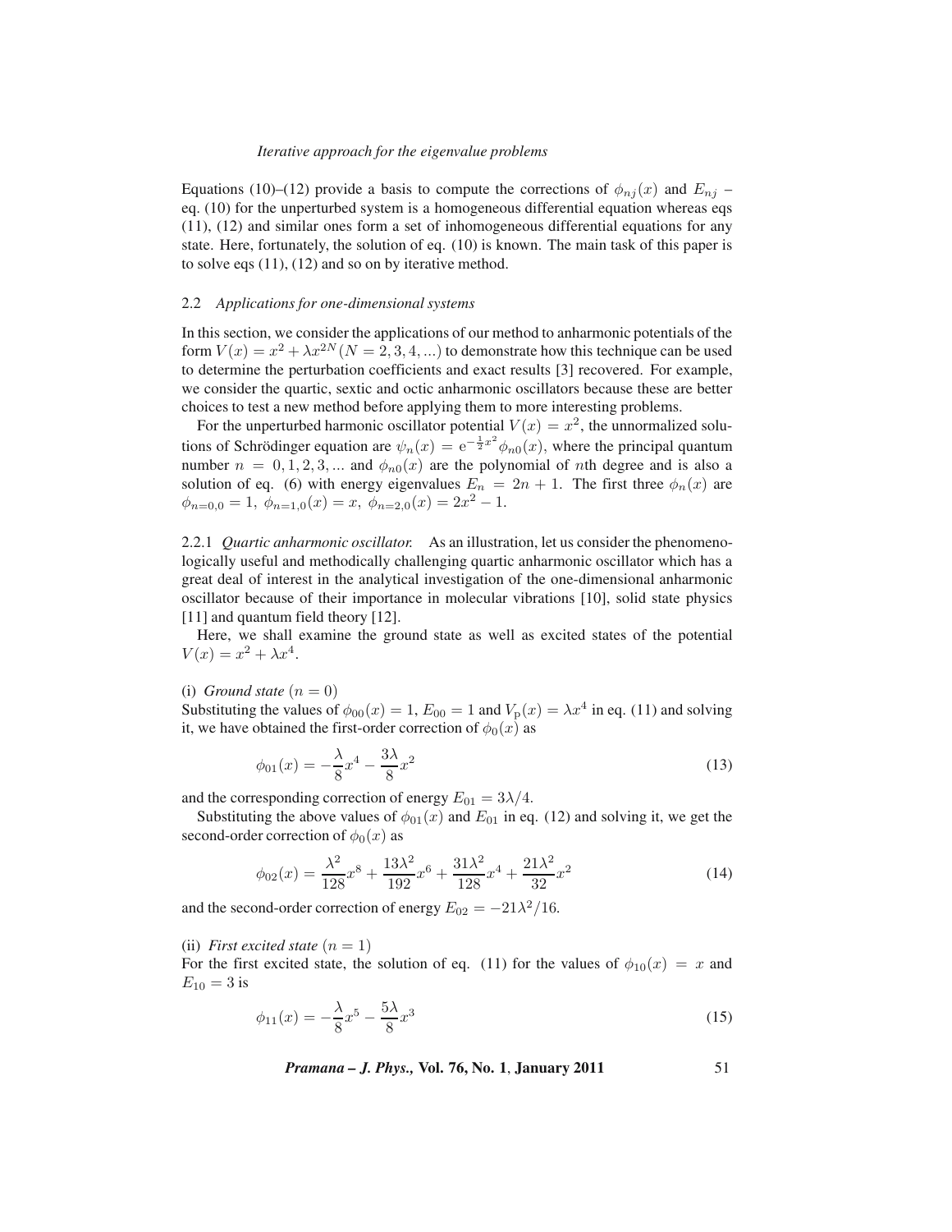Equations (10)–(12) provide a basis to compute the corrections of $\phi_{nj}(x)$ and $E_{nj}$ – eq. (10) for the unperturbed system is a homogeneous differential equation whereas eqs (11), (12) and similar ones form a set of inhomogeneous differential equations for any state. Here, fortunately, the solution of eq. (10) is known. The main task of this paper is to solve eqs (11), (12) and so on by iterative method.

### 2.2 *Applications for one-dimensional systems*

In this section, we consider the applications of our method to anharmonic potentials of the form $V(x) = x^2 + \lambda x^{2N} (N = 2, 3, 4, ...)$ to demonstrate how this technique can be used to determine the perturbation coefficients and exact results [3] recovered. For example, we consider the quartic, sextic and octic anharmonic oscillators because these are better choices to test a new method before applying them to more interesting problems.

For the unperturbed harmonic oscillator potential $V(x) = x^2$, the unnormalized solutions of Schrödinger equation are $\psi_n(x) = \mathrm{e}^{-\frac{1}{2}x^2}\phi_{n0}(x)$, where the principal quantum number $n = 0, 1, 2, 3, ...$ and $\phi_{n0}(x)$ are the polynomial of $n$th degree and is also a solution of eq. (6) with energy eigenvalues $E_n = 2n + 1$. The first three $\phi_n(x)$ are $\phi_{n=0,0} = 1,\ \phi_{n=1,0}(x) = x,\ \phi_{n=2,0}(x) = 2x^2 - 1$.

#### 2.2.1 *Quartic anharmonic oscillator.*

As an illustration, let us consider the phenomenologically useful and methodically challenging quartic anharmonic oscillator which has a great deal of interest in the analytical investigation of the one-dimensional anharmonic oscillator because of their importance in molecular vibrations [10], solid state physics [11] and quantum field theory [12].

Here, we shall examine the ground state as well as excited states of the potential $V(x) = x^2 + \lambda x^4$.

(i) *Ground state* $(n = 0)$

Substituting the values of $\phi_{00}(x) = 1$, $E_{00} = 1$ and $V_{\mathrm{p}}(x) = \lambda x^4$ in eq. (11) and solving it, we have obtained the first-order correction of $\phi_0(x)$ as

$$\phi_{01}(x) = -\frac{\lambda}{8}x^4 - \frac{3\lambda}{8}x^2 \tag{13}$$

and the corresponding correction of energy $E_{01} = 3\lambda/4$.

Substituting the above values of $\phi_{01}(x)$ and $E_{01}$ in eq. (12) and solving it, we get the second-order correction of $\phi_0(x)$ as

$$\phi_{02}(x) = \frac{\lambda^2}{128}x^8 + \frac{13\lambda^2}{192}x^6 + \frac{31\lambda^2}{128}x^4 + \frac{21\lambda^2}{32}x^2 \tag{14}$$

and the second-order correction of energy $E_{02} = -21\lambda^2/16$.

(ii) *First excited state* $(n = 1)$

For the first excited state, the solution of eq. (11) for the values of $\phi_{10}(x) = x$ and $E_{10} = 3$ is

$$\phi_{11}(x) = -\frac{\lambda}{8}x^5 - \frac{5\lambda}{8}x^3 \tag{15}$$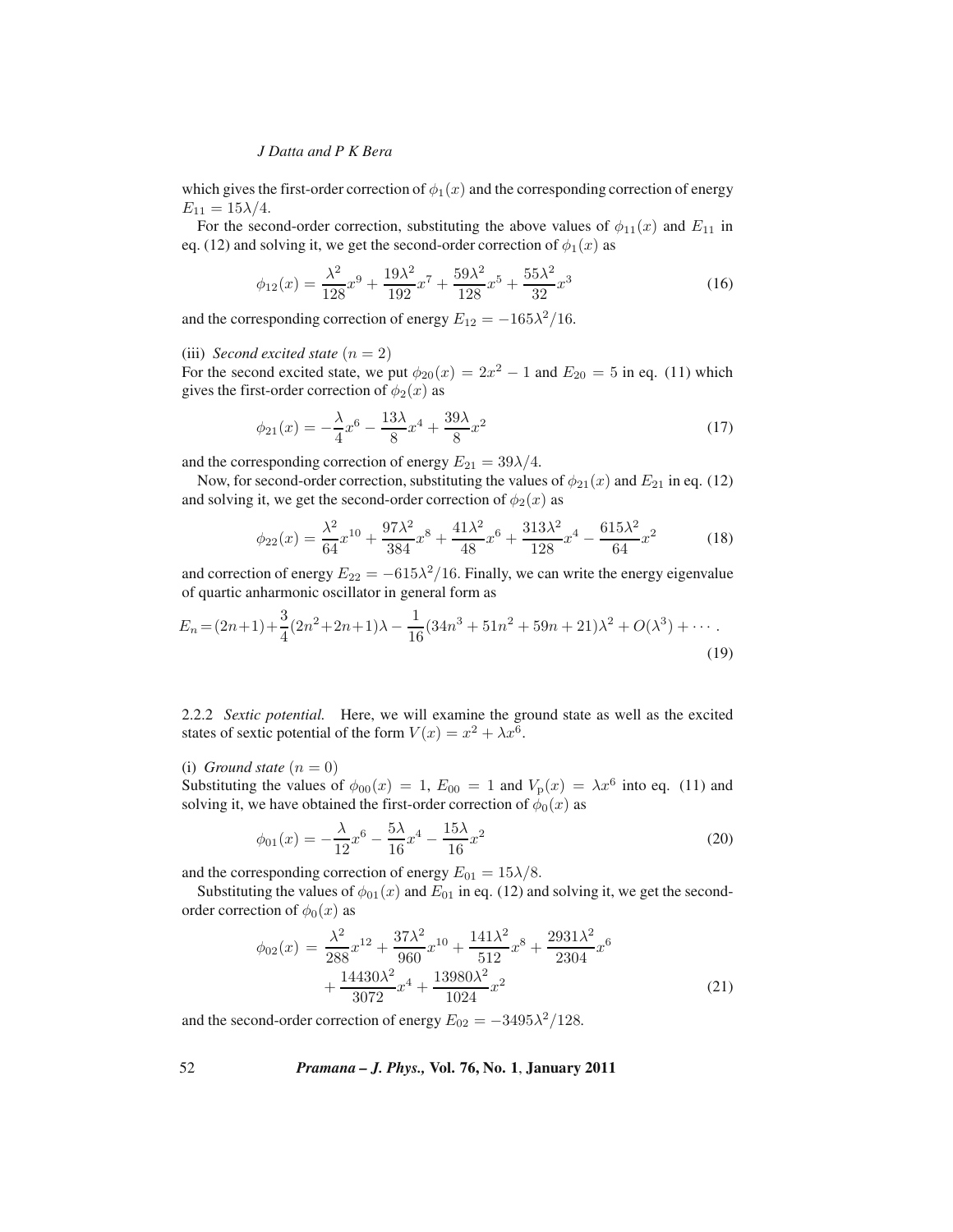which gives the first-order correction of $\phi_1(x)$ and the corresponding correction of energy $E_{11} = 15\lambda/4$.

For the second-order correction, substituting the above values of $\phi_{11}(x)$ and $E_{11}$ in eq. (12) and solving it, we get the second-order correction of $\phi_1(x)$ as

$$\phi_{12}(x) = \frac{\lambda^2}{128}x^9 + \frac{19\lambda^2}{192}x^7 + \frac{59\lambda^2}{128}x^5 + \frac{55\lambda^2}{32}x^3 \tag{16}$$

and the corresponding correction of energy $E_{12} = -165\lambda^2/16$.

(iii) *Second excited state* $(n = 2)$

For the second excited state, we put $\phi_{20}(x) = 2x^2 - 1$ and $E_{20} = 5$ in eq. (11) which gives the first-order correction of $\phi_2(x)$ as

$$\phi_{21}(x) = -\frac{\lambda}{4}x^6 - \frac{13\lambda}{8}x^4 + \frac{39\lambda}{8}x^2 \tag{17}$$

and the corresponding correction of energy $E_{21} = 39\lambda/4$.

Now, for second-order correction, substituting the values of $\phi_{21}(x)$ and $E_{21}$ in eq. (12) and solving it, we get the second-order correction of $\phi_2(x)$ as

$$\phi_{22}(x) = \frac{\lambda^2}{64}x^{10} + \frac{97\lambda^2}{384}x^8 + \frac{41\lambda^2}{48}x^6 + \frac{313\lambda^2}{128}x^4 - \frac{615\lambda^2}{64}x^2 \tag{18}$$

and correction of energy $E_{22} = -615\lambda^2/16$. Finally, we can write the energy eigenvalue of quartic anharmonic oscillator in general form as

$$E_n = (2n+1) + \frac{3}{4}(2n^2+2n+1)\lambda - \frac{1}{16}(34n^3 + 51n^2 + 59n + 21)\lambda^2 + O(\lambda^3) + \cdots . \tag{19}$$

2.2.2 *Sextic potential.* Here, we will examine the ground state as well as the excited states of sextic potential of the form $V(x) = x^2 + \lambda x^6$.

(i) *Ground state* $(n = 0)$

Substituting the values of $\phi_{00}(x) = 1$, $E_{00} = 1$ and $V_{\mathrm{p}}(x) = \lambda x^6$ into eq. (11) and solving it, we have obtained the first-order correction of $\phi_0(x)$ as

$$\phi_{01}(x) = -\frac{\lambda}{12}x^6 - \frac{5\lambda}{16}x^4 - \frac{15\lambda}{16}x^2 \tag{20}$$

and the corresponding correction of energy $E_{01} = 15\lambda/8$.

Substituting the values of $\phi_{01}(x)$ and $E_{01}$ in eq. (12) and solving it, we get the second-order correction of $\phi_0(x)$ as

$$\begin{aligned}\phi_{02}(x) &= \frac{\lambda^2}{288}x^{12} + \frac{37\lambda^2}{960}x^{10} + \frac{141\lambda^2}{512}x^8 + \frac{2931\lambda^2}{2304}x^6 \\ &\quad + \frac{14430\lambda^2}{3072}x^4 + \frac{13980\lambda^2}{1024}x^2\end{aligned} \tag{21}$$

and the second-order correction of energy $E_{02} = -3495\lambda^2/128$.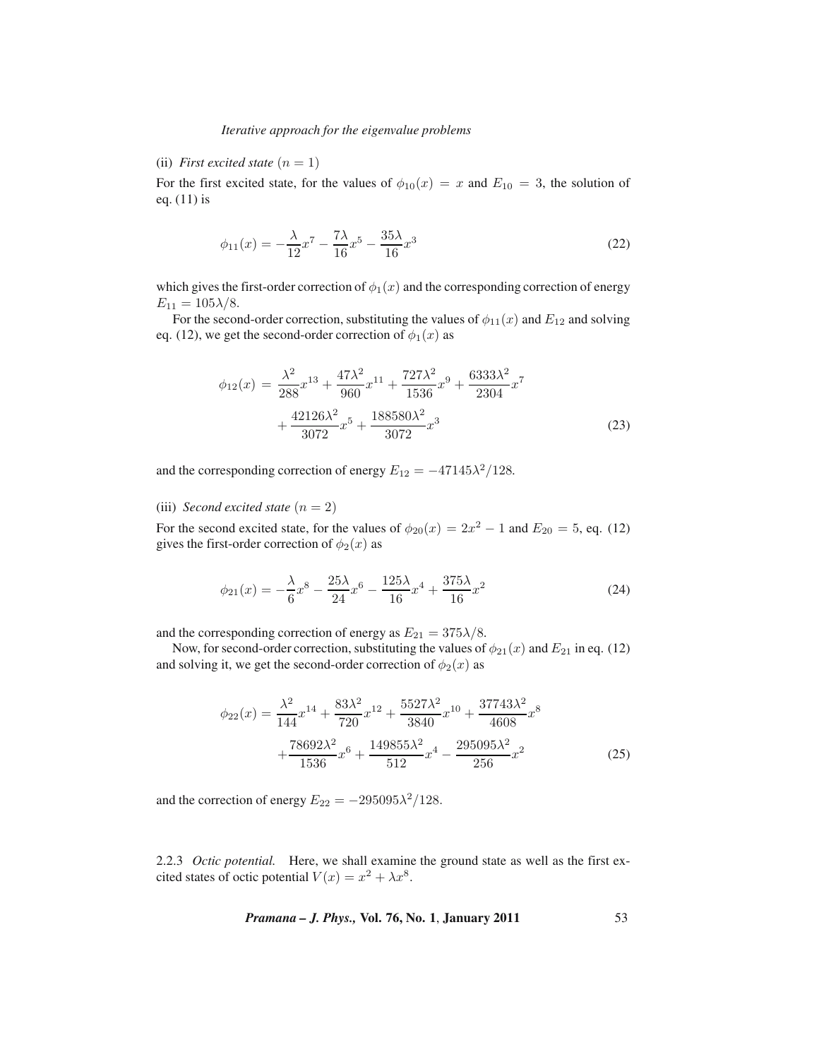(ii) *First excited state* $(n = 1)$

For the first excited state, for the values of $\phi_{10}(x) = x$ and $E_{10} = 3$, the solution of eq. (11) is

$$\phi_{11}(x) = -\frac{\lambda}{12}x^7 - \frac{7\lambda}{16}x^5 - \frac{35\lambda}{16}x^3 \tag{22}$$

which gives the first-order correction of $\phi_1(x)$ and the corresponding correction of energy $E_{11} = 105\lambda/8$.

For the second-order correction, substituting the values of $\phi_{11}(x)$ and $E_{12}$ and solving eq. (12), we get the second-order correction of $\phi_1(x)$ as

$$\begin{aligned}\phi_{12}(x) = &\ \frac{\lambda^2}{288}x^{13} + \frac{47\lambda^2}{960}x^{11} + \frac{727\lambda^2}{1536}x^9 + \frac{6333\lambda^2}{2304}x^7 \\ &+ \frac{42126\lambda^2}{3072}x^5 + \frac{188580\lambda^2}{3072}x^3\end{aligned} \tag{23}$$

and the corresponding correction of energy $E_{12} = -47145\lambda^2/128$.

(iii) *Second excited state* $(n = 2)$

For the second excited state, for the values of $\phi_{20}(x) = 2x^2 - 1$ and $E_{20} = 5$, eq. (12) gives the first-order correction of $\phi_2(x)$ as

$$\phi_{21}(x) = -\frac{\lambda}{6}x^8 - \frac{25\lambda}{24}x^6 - \frac{125\lambda}{16}x^4 + \frac{375\lambda}{16}x^2 \tag{24}$$

and the corresponding correction of energy as $E_{21} = 375\lambda/8$.

Now, for second-order correction, substituting the values of $\phi_{21}(x)$ and $E_{21}$ in eq. (12) and solving it, we get the second-order correction of $\phi_2(x)$ as

$$\begin{aligned}\phi_{22}(x) = &\ \frac{\lambda^2}{144}x^{14} + \frac{83\lambda^2}{720}x^{12} + \frac{5527\lambda^2}{3840}x^{10} + \frac{37743\lambda^2}{4608}x^8 \\ &+ \frac{78692\lambda^2}{1536}x^6 + \frac{149855\lambda^2}{512}x^4 - \frac{295095\lambda^2}{256}x^2\end{aligned} \tag{25}$$

and the correction of energy $E_{22} = -295095\lambda^2/128$.

2.2.3 *Octic potential.* Here, we shall examine the ground state as well as the first excited states of octic potential $V(x) = x^2 + \lambda x^8$.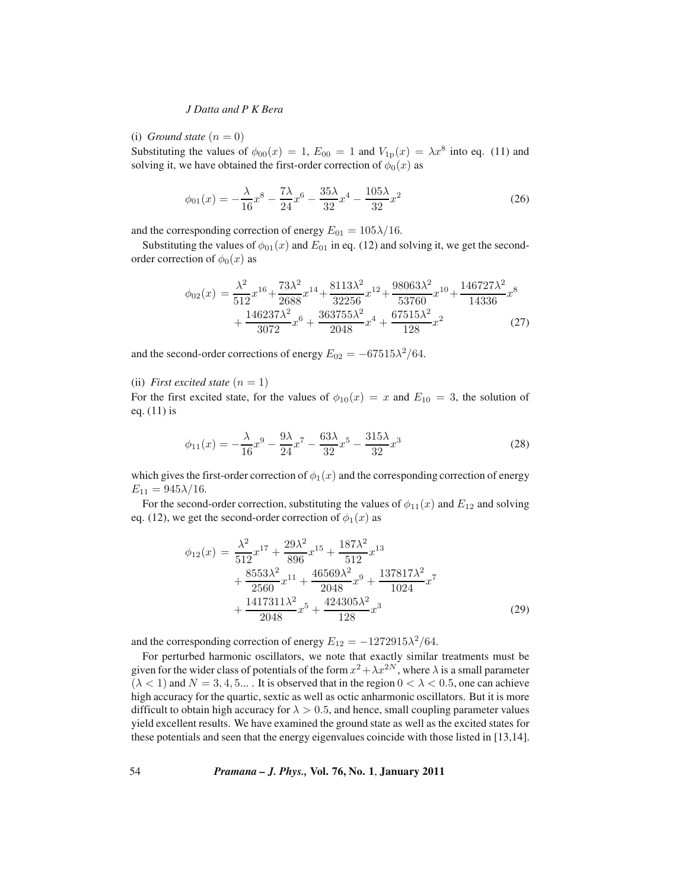(i) *Ground state* $(n = 0)$

Substituting the values of $\phi_{00}(x) = 1$, $E_{00} = 1$ and $V_{1\mathrm{p}}(x) = \lambda x^8$ into eq. (11) and solving it, we have obtained the first-order correction of $\phi_0(x)$ as

$$\phi_{01}(x) = -\frac{\lambda}{16}x^8 - \frac{7\lambda}{24}x^6 - \frac{35\lambda}{32}x^4 - \frac{105\lambda}{32}x^2 \tag{26}$$

and the corresponding correction of energy $E_{01} = 105\lambda/16$.

Substituting the values of $\phi_{01}(x)$ and $E_{01}$ in eq. (12) and solving it, we get the second-order correction of $\phi_0(x)$ as

$$\begin{aligned}\phi_{02}(x) &= \frac{\lambda^2}{512}x^{16} + \frac{73\lambda^2}{2688}x^{14} + \frac{8113\lambda^2}{32256}x^{12} + \frac{98063\lambda^2}{53760}x^{10} + \frac{146727\lambda^2}{14336}x^8 \\ &\quad + \frac{146237\lambda^2}{3072}x^6 + \frac{363755\lambda^2}{2048}x^4 + \frac{67515\lambda^2}{128}x^2\end{aligned} \tag{27}$$

and the second-order corrections of energy $E_{02} = -67515\lambda^2/64$.

(ii) *First excited state* $(n = 1)$

For the first excited state, for the values of $\phi_{10}(x) = x$ and $E_{10} = 3$, the solution of eq. (11) is

$$\phi_{11}(x) = -\frac{\lambda}{16}x^9 - \frac{9\lambda}{24}x^7 - \frac{63\lambda}{32}x^5 - \frac{315\lambda}{32}x^3 \tag{28}$$

which gives the first-order correction of $\phi_1(x)$ and the corresponding correction of energy $E_{11} = 945\lambda/16$.

For the second-order correction, substituting the values of $\phi_{11}(x)$ and $E_{12}$ and solving eq. (12), we get the second-order correction of $\phi_1(x)$ as

$$\begin{aligned}\phi_{12}(x) &= \frac{\lambda^2}{512}x^{17} + \frac{29\lambda^2}{896}x^{15} + \frac{187\lambda^2}{512}x^{13} \\ &\quad + \frac{8553\lambda^2}{2560}x^{11} + \frac{46569\lambda^2}{2048}x^9 + \frac{137817\lambda^2}{1024}x^7 \\ &\quad + \frac{1417311\lambda^2}{2048}x^5 + \frac{424305\lambda^2}{128}x^3\end{aligned} \tag{29}$$

and the corresponding correction of energy $E_{12} = -1272915\lambda^2/64$.

For perturbed harmonic oscillators, we note that exactly similar treatments must be given for the wider class of potentials of the form $x^2 + \lambda x^{2N}$, where $\lambda$ is a small parameter $(\lambda < 1)$ and $N = 3, 4, 5\ldots$ . It is observed that in the region $0 < \lambda < 0.5$, one can achieve high accuracy for the quartic, sextic as well as octic anharmonic oscillators. But it is more difficult to obtain high accuracy for $\lambda > 0.5$, and hence, small coupling parameter values yield excellent results. We have examined the ground state as well as the excited states for these potentials and seen that the energy eigenvalues coincide with those listed in [13,14].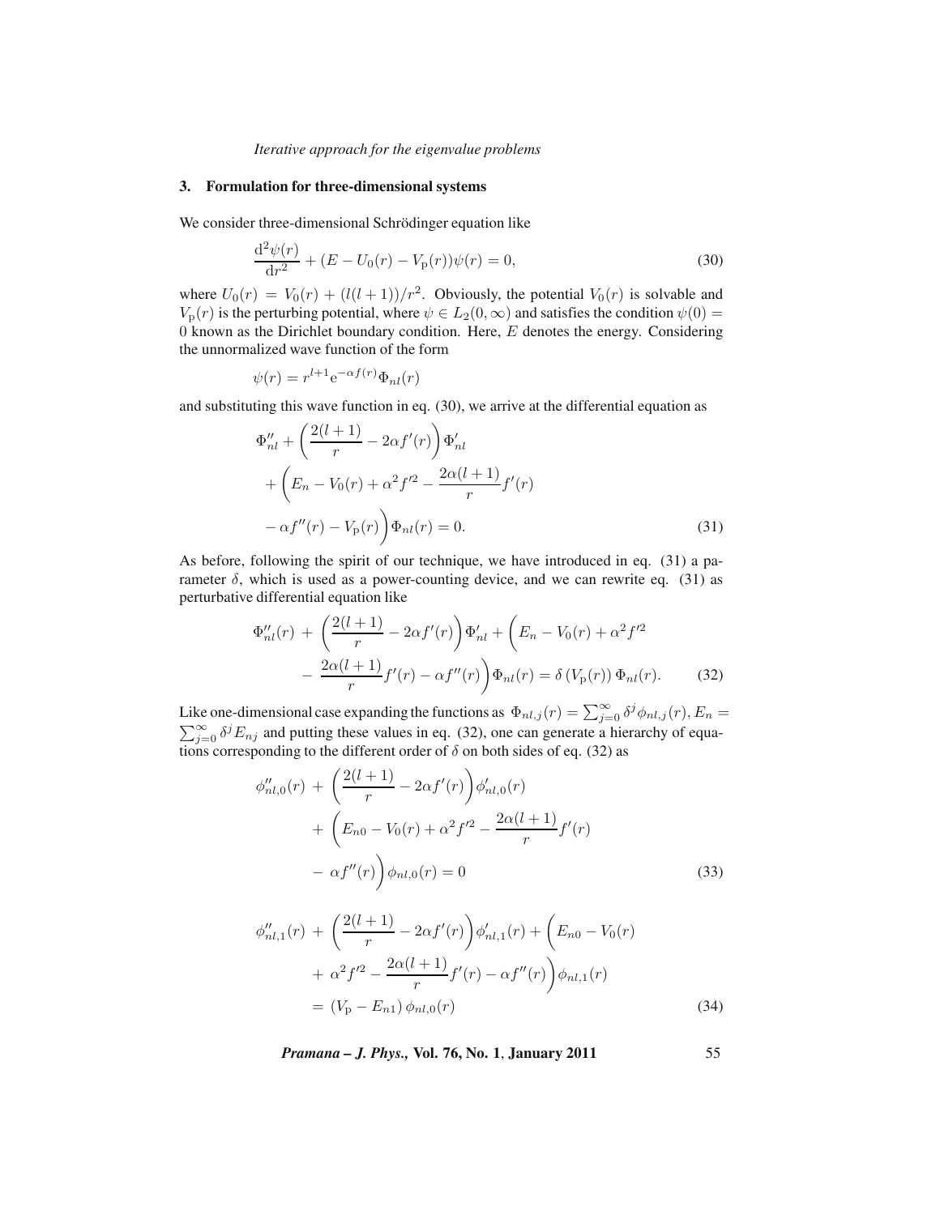## 3. Formulation for three-dimensional systems

We consider three-dimensional Schrödinger equation like

$$\frac{\mathrm{d}^2\psi(r)}{\mathrm{d}r^2} + (E - U_0(r) - V_\mathrm{p}(r))\psi(r) = 0, \tag{30}$$

where $U_0(r) = V_0(r) + (l(l+1))/r^2$. Obviously, the potential $V_0(r)$ is solvable and $V_\mathrm{p}(r)$ is the perturbing potential, where $\psi \in L_2(0,\infty)$ and satisfies the condition $\psi(0) = 0$ known as the Dirichlet boundary condition. Here, $E$ denotes the energy. Considering the unnormalized wave function of the form

$$\psi(r) = r^{l+1}\mathrm{e}^{-\alpha f(r)}\Phi_{nl}(r)$$

and substituting this wave function in eq. (30), we arrive at the differential equation as

$$\begin{aligned}
&\Phi_{nl}'' + \left(\frac{2(l+1)}{r} - 2\alpha f'(r)\right)\Phi_{nl}' \\
&+ \left(E_n - V_0(r) + \alpha^2 f'^2 - \frac{2\alpha(l+1)}{r}f'(r)\right. \\
&\left. - \alpha f''(r) - V_\mathrm{p}(r)\right)\Phi_{nl}(r) = 0.
\end{aligned} \tag{31}$$

As before, following the spirit of our technique, we have introduced in eq. (31) a parameter $\delta$, which is used as a power-counting device, and we can rewrite eq. (31) as perturbative differential equation like

$$\begin{aligned}
\Phi_{nl}''(r) \;+\; &\left(\frac{2(l+1)}{r} - 2\alpha f'(r)\right)\Phi_{nl}' + \left(E_n - V_0(r) + \alpha^2 f'^2\right. \\
&\left. - \frac{2\alpha(l+1)}{r}f'(r) - \alpha f''(r)\right)\Phi_{nl}(r) = \delta\left(V_\mathrm{p}(r)\right)\Phi_{nl}(r).
\end{aligned} \tag{32}$$

Like one-dimensional case expanding the functions as $\Phi_{nl,j}(r) = \sum_{j=0}^{\infty}\delta^j\phi_{nl,j}(r), E_n = \sum_{j=0}^{\infty}\delta^j E_{nj}$ and putting these values in eq. (32), one can generate a hierarchy of equations corresponding to the different order of $\delta$ on both sides of eq. (32) as

$$\begin{aligned}
\phi_{nl,0}''(r) \;+\; &\left(\frac{2(l+1)}{r} - 2\alpha f'(r)\right)\phi_{nl,0}'(r) \\
+\; &\left(E_{n0} - V_0(r) + \alpha^2 f'^2 - \frac{2\alpha(l+1)}{r}f'(r)\right. \\
-\; &\left.\alpha f''(r)\right)\phi_{nl,0}(r) = 0
\end{aligned} \tag{33}$$

$$\begin{aligned}
\phi_{nl,1}''(r) \;+\; &\left(\frac{2(l+1)}{r} - 2\alpha f'(r)\right)\phi_{nl,1}'(r) + \left(E_{n0} - V_0(r)\right. \\
+\; &\left.\alpha^2 f'^2 - \frac{2\alpha(l+1)}{r}f'(r) - \alpha f''(r)\right)\phi_{nl,1}(r) \\
=\; &\left(V_\mathrm{p} - E_{n1}\right)\phi_{nl,0}(r)
\end{aligned} \tag{34}$$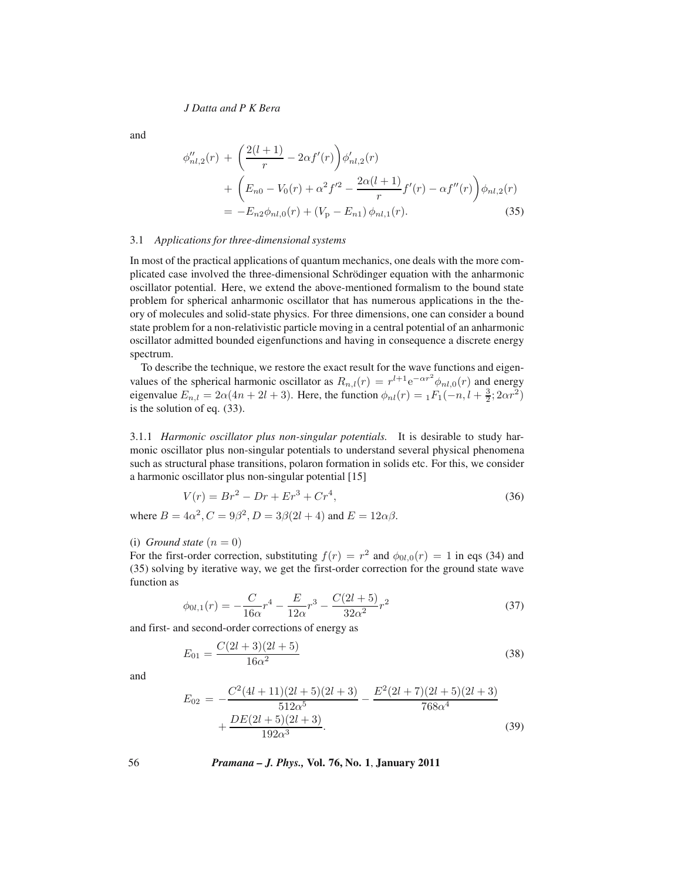and

$$\phi''_{nl,2}(r) + \left(\frac{2(l+1)}{r} - 2\alpha f'(r)\right)\phi'_{nl,2}(r) + \left(E_{n0} - V_0(r) + \alpha^2 f'^2 - \frac{2\alpha(l+1)}{r}f'(r) - \alpha f''(r)\right)\phi_{nl,2}(r) = -E_{n2}\phi_{nl,0}(r) + (V_{\rm p} - E_{n1})\,\phi_{nl,1}(r). \tag{35}$$

### 3.1 *Applications for three-dimensional systems*

In most of the practical applications of quantum mechanics, one deals with the more complicated case involved the three-dimensional Schrödinger equation with the anharmonic oscillator potential. Here, we extend the above-mentioned formalism to the bound state problem for spherical anharmonic oscillator that has numerous applications in the theory of molecules and solid-state physics. For three dimensions, one can consider a bound state problem for a non-relativistic particle moving in a central potential of an anharmonic oscillator admitted bounded eigenfunctions and having in consequence a discrete energy spectrum.

To describe the technique, we restore the exact result for the wave functions and eigenvalues of the spherical harmonic oscillator as $R_{n,l}(r) = r^{l+1}{\rm e}^{-\alpha r^2}\phi_{nl,0}(r)$ and energy eigenvalue $E_{n,l} = 2\alpha(4n + 2l + 3)$. Here, the function $\phi_{nl}(r) = {}_1F_1(-n, l + \frac{3}{2}; 2\alpha r^2)$ is the solution of eq. (33).

#### 3.1.1 *Harmonic oscillator plus non-singular potentials.*

It is desirable to study harmonic oscillator plus non-singular potentials to understand several physical phenomena such as structural phase transitions, polaron formation in solids etc. For this, we consider a harmonic oscillator plus non-singular potential [15]

$$V(r) = Br^2 - Dr + Er^3 + Cr^4, \tag{36}$$

where $B = 4\alpha^2, C = 9\beta^2, D = 3\beta(2l + 4)$ and $E = 12\alpha\beta$.

(i) *Ground state* $(n = 0)$

For the first-order correction, substituting $f(r) = r^2$ and $\phi_{0l,0}(r) = 1$ in eqs (34) and (35) solving by iterative way, we get the first-order correction for the ground state wave function as

$$\phi_{0l,1}(r) = -\frac{C}{16\alpha}r^4 - \frac{E}{12\alpha}r^3 - \frac{C(2l+5)}{32\alpha^2}r^2 \tag{37}$$

and first- and second-order corrections of energy as

$$E_{01} = \frac{C(2l+3)(2l+5)}{16\alpha^2} \tag{38}$$

and

$$E_{02} = -\frac{C^2(4l+11)(2l+5)(2l+3)}{512\alpha^5} - \frac{E^2(2l+7)(2l+5)(2l+3)}{768\alpha^4} + \frac{DE(2l+5)(2l+3)}{192\alpha^3}. \tag{39}$$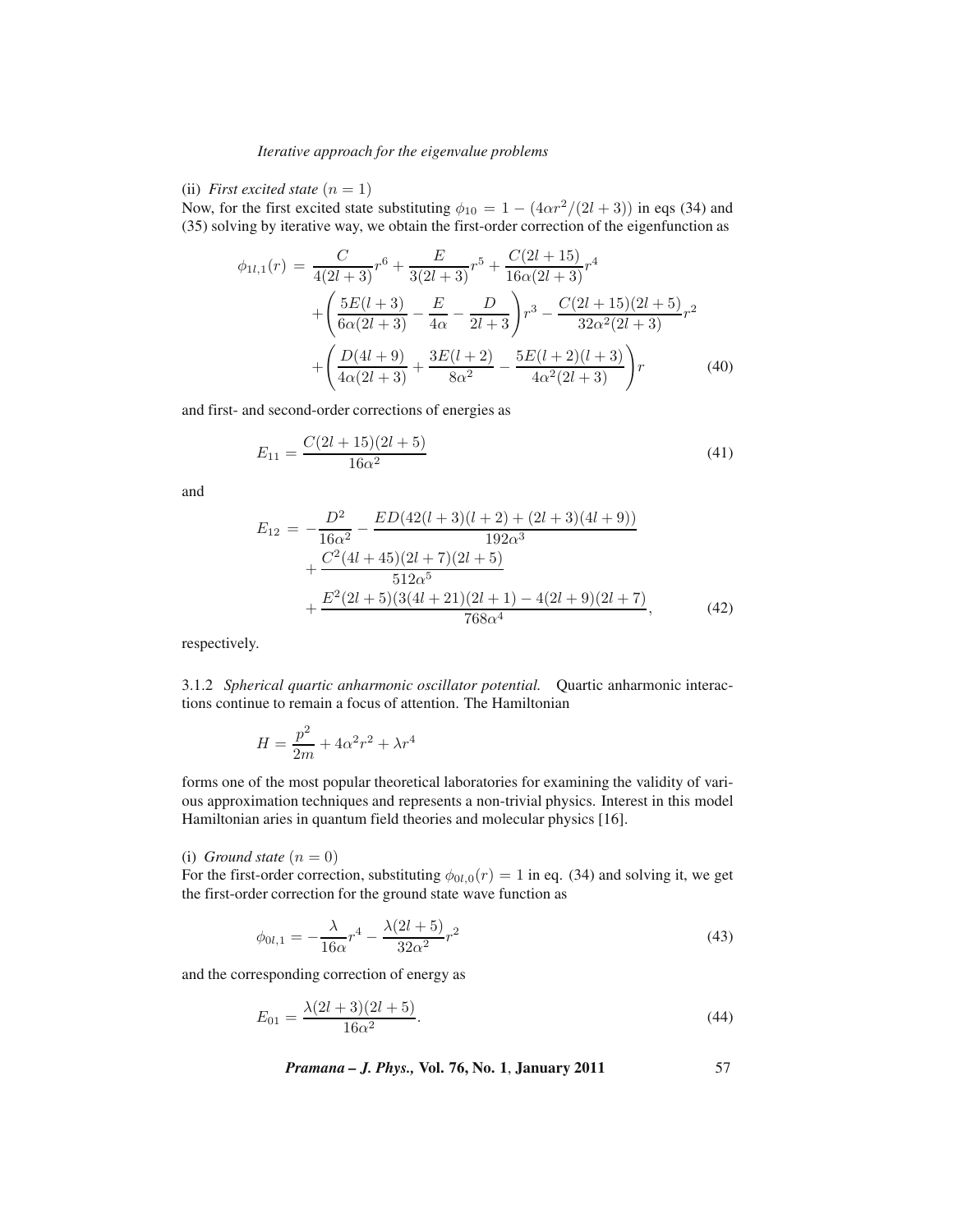(ii) *First excited state* $(n = 1)$

Now, for the first excited state substituting $\phi_{10} = 1 - (4\alpha r^2/(2l+3))$ in eqs (34) and (35) solving by iterative way, we obtain the first-order correction of the eigenfunction as

$$
\begin{aligned}
\phi_{1l,1}(r) &= \frac{C}{4(2l+3)}r^6 + \frac{E}{3(2l+3)}r^5 + \frac{C(2l+15)}{16\alpha(2l+3)}r^4 \\
&\quad + \left(\frac{5E(l+3)}{6\alpha(2l+3)} - \frac{E}{4\alpha} - \frac{D}{2l+3}\right)r^3 - \frac{C(2l+15)(2l+5)}{32\alpha^2(2l+3)}r^2 \\
&\quad + \left(\frac{D(4l+9)}{4\alpha(2l+3)} + \frac{3E(l+2)}{8\alpha^2} - \frac{5E(l+2)(l+3)}{4\alpha^2(2l+3)}\right)r
\end{aligned} \tag{40}
$$

and first- and second-order corrections of energies as

$$
E_{11} = \frac{C(2l+15)(2l+5)}{16\alpha^2} \tag{41}
$$

and

$$
\begin{aligned}
E_{12} &= -\frac{D^2}{16\alpha^2} - \frac{ED(42(l+3)(l+2) + (2l+3)(4l+9))}{192\alpha^3} \\
&\quad + \frac{C^2(4l+45)(2l+7)(2l+5)}{512\alpha^5} \\
&\quad + \frac{E^2(2l+5)(3(4l+21)(2l+1) - 4(2l+9)(2l+7)}{768\alpha^4},
\end{aligned} \tag{42}
$$

respectively.

3.1.2 *Spherical quartic anharmonic oscillator potential.* Quartic anharmonic interactions continue to remain a focus of attention. The Hamiltonian

$$
H = \frac{p^2}{2m} + 4\alpha^2 r^2 + \lambda r^4
$$

forms one of the most popular theoretical laboratories for examining the validity of various approximation techniques and represents a non-trivial physics. Interest in this model Hamiltonian aries in quantum field theories and molecular physics [16].

(i) *Ground state* $(n = 0)$

For the first-order correction, substituting $\phi_{0l,0}(r) = 1$ in eq. (34) and solving it, we get the first-order correction for the ground state wave function as

$$
\phi_{0l,1} = -\frac{\lambda}{16\alpha}r^4 - \frac{\lambda(2l+5)}{32\alpha^2}r^2 \tag{43}
$$

and the corresponding correction of energy as

$$
E_{01} = \frac{\lambda(2l+3)(2l+5)}{16\alpha^2}. \tag{44}
$$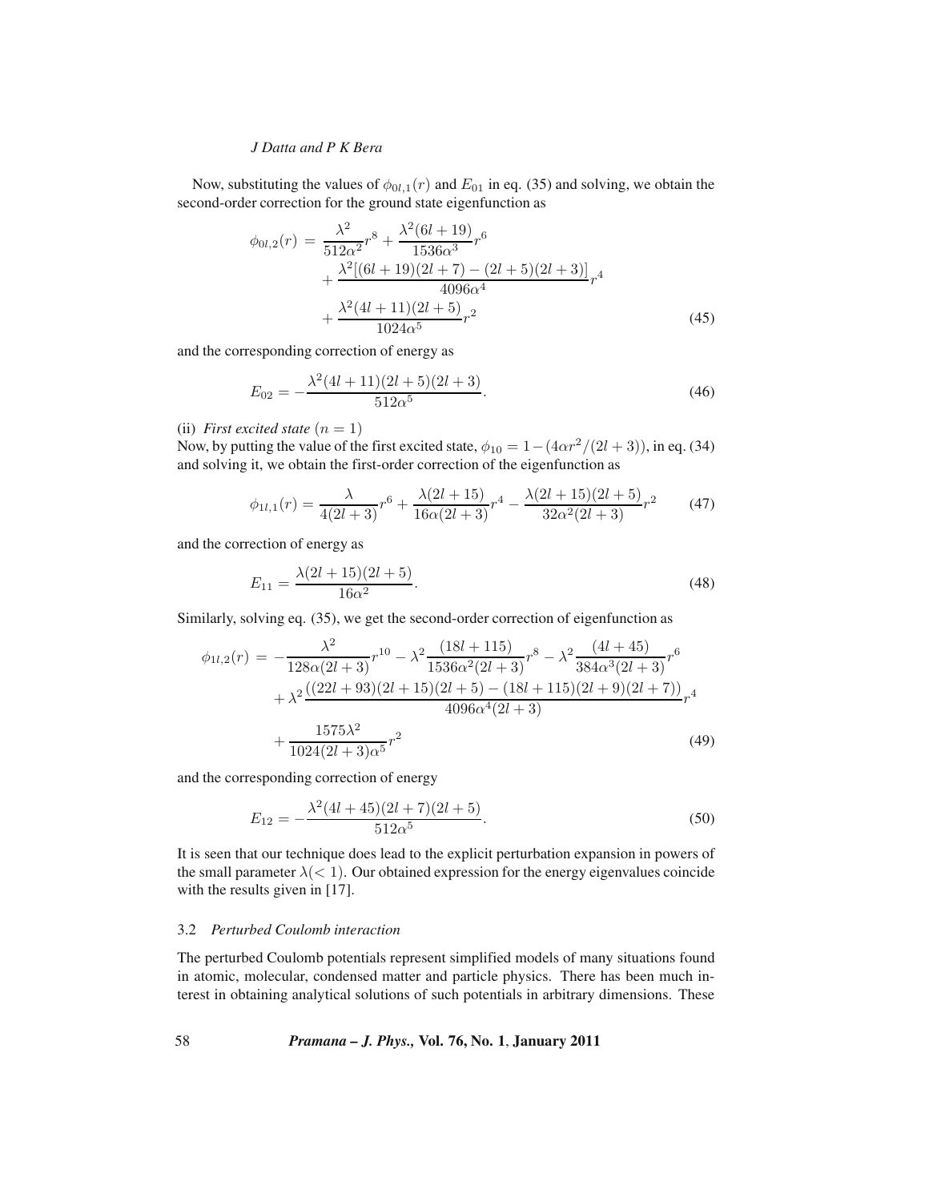Now, substituting the values of $\phi_{0l,1}(r)$ and $E_{01}$ in eq. (35) and solving, we obtain the second-order correction for the ground state eigenfunction as

$$\begin{aligned}\phi_{0l,2}(r) &= \frac{\lambda^2}{512\alpha^2}r^8 + \frac{\lambda^2(6l+19)}{1536\alpha^3}r^6 \\ &\quad + \frac{\lambda^2[(6l+19)(2l+7)-(2l+5)(2l+3)]}{4096\alpha^4}r^4 \\ &\quad + \frac{\lambda^2(4l+11)(2l+5)}{1024\alpha^5}r^2 \end{aligned} \tag{45}$$

and the corresponding correction of energy as

$$E_{02} = -\frac{\lambda^2(4l+11)(2l+5)(2l+3)}{512\alpha^5}. \tag{46}$$

(ii) *First excited state* $(n = 1)$

Now, by putting the value of the first excited state, $\phi_{10} = 1-(4\alpha r^2/(2l+3))$, in eq. (34) and solving it, we obtain the first-order correction of the eigenfunction as

$$\phi_{1l,1}(r) = \frac{\lambda}{4(2l+3)}r^6 + \frac{\lambda(2l+15)}{16\alpha(2l+3)}r^4 - \frac{\lambda(2l+15)(2l+5)}{32\alpha^2(2l+3)}r^2 \tag{47}$$

and the correction of energy as

$$E_{11} = \frac{\lambda(2l+15)(2l+5)}{16\alpha^2}. \tag{48}$$

Similarly, solving eq. (35), we get the second-order correction of eigenfunction as

$$\begin{aligned}\phi_{1l,2}(r) &= -\frac{\lambda^2}{128\alpha(2l+3)}r^{10} - \lambda^2\frac{(18l+115)}{1536\alpha^2(2l+3)}r^8 - \lambda^2\frac{(4l+45)}{384\alpha^3(2l+3)}r^6 \\ &\quad + \lambda^2\frac{((22l+93)(2l+15)(2l+5)-(18l+115)(2l+9)(2l+7))}{4096\alpha^4(2l+3)}r^4 \\ &\quad + \frac{1575\lambda^2}{1024(2l+3)\alpha^5}r^2 \end{aligned} \tag{49}$$

and the corresponding correction of energy

$$E_{12} = -\frac{\lambda^2(4l+45)(2l+7)(2l+5)}{512\alpha^5}. \tag{50}$$

It is seen that our technique does lead to the explicit perturbation expansion in powers of the small parameter $\lambda(<1)$. Our obtained expression for the energy eigenvalues coincide with the results given in [17].

### 3.2 *Perturbed Coulomb interaction*

The perturbed Coulomb potentials represent simplified models of many situations found in atomic, molecular, condensed matter and particle physics. There has been much interest in obtaining analytical solutions of such potentials in arbitrary dimensions. These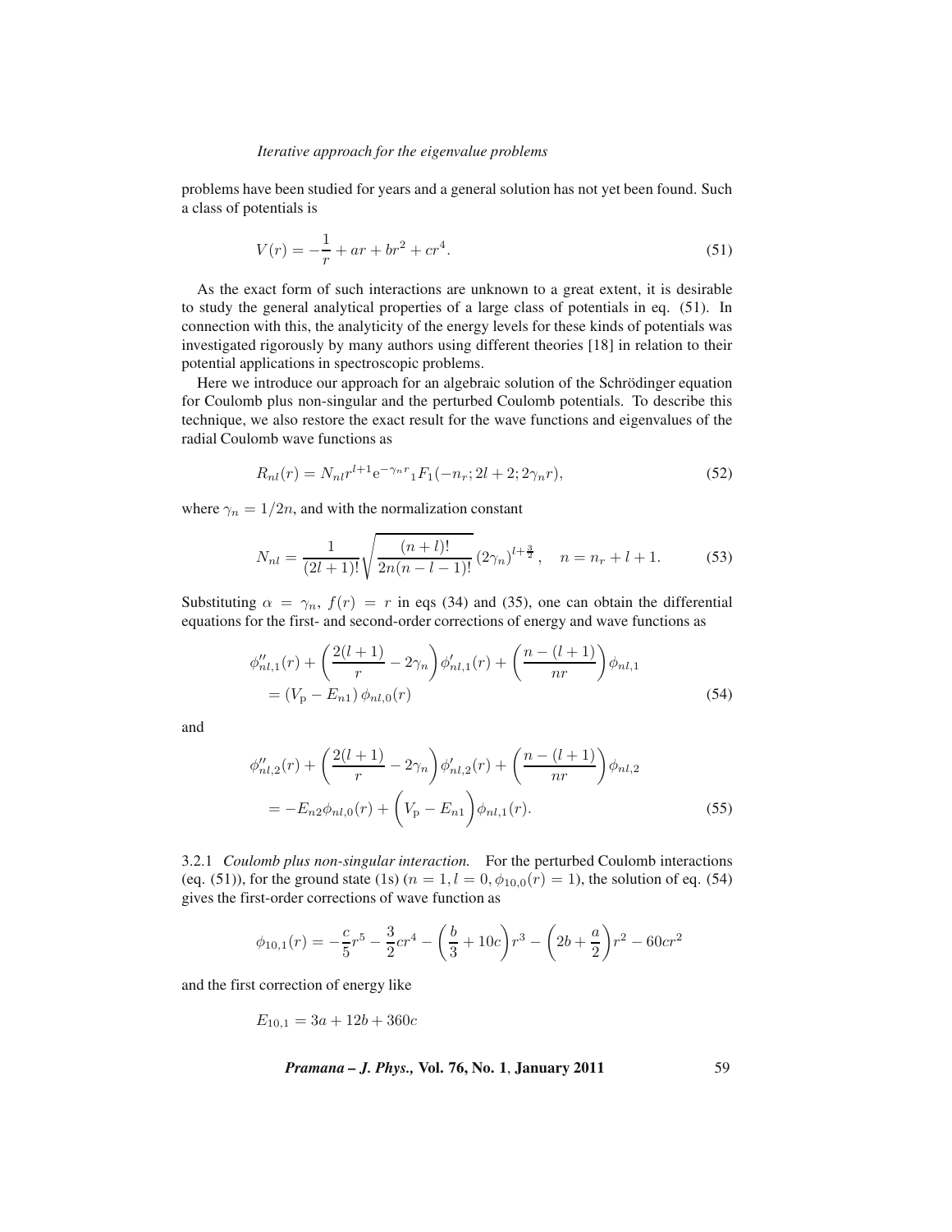problems have been studied for years and a general solution has not yet been found. Such a class of potentials is

$$V(r) = -\frac{1}{r} + ar + br^2 + cr^4. \tag{51}$$

As the exact form of such interactions are unknown to a great extent, it is desirable to study the general analytical properties of a large class of potentials in eq. (51). In connection with this, the analyticity of the energy levels for these kinds of potentials was investigated rigorously by many authors using different theories [18] in relation to their potential applications in spectroscopic problems.

Here we introduce our approach for an algebraic solution of the Schrödinger equation for Coulomb plus non-singular and the perturbed Coulomb potentials. To describe this technique, we also restore the exact result for the wave functions and eigenvalues of the radial Coulomb wave functions as

$$R_{nl}(r) = N_{nl} r^{l+1} \mathrm{e}^{-\gamma_n r} {}_1F_1(-n_r; 2l+2; 2\gamma_n r), \tag{52}$$

where $\gamma_n = 1/2n$, and with the normalization constant

$$N_{nl} = \frac{1}{(2l+1)!}\sqrt{\frac{(n+l)!}{2n(n-l-1)!}}\,(2\gamma_n)^{l+\frac{3}{2}}, \quad n = n_r + l + 1. \tag{53}$$

Substituting $\alpha = \gamma_n$, $f(r) = r$ in eqs (34) and (35), one can obtain the differential equations for the first- and second-order corrections of energy and wave functions as

$$\begin{aligned} &\phi''_{nl,1}(r) + \left(\frac{2(l+1)}{r} - 2\gamma_n\right)\phi'_{nl,1}(r) + \left(\frac{n-(l+1)}{nr}\right)\phi_{nl,1} \\ &\quad = \left(V_{\mathrm{p}} - E_{n1}\right)\phi_{nl,0}(r) \end{aligned} \tag{54}$$

and

$$\begin{aligned} &\phi''_{nl,2}(r) + \left(\frac{2(l+1)}{r} - 2\gamma_n\right)\phi'_{nl,2}(r) + \left(\frac{n-(l+1)}{nr}\right)\phi_{nl,2} \\ &\quad = -E_{n2}\phi_{nl,0}(r) + \left(V_{\mathrm{p}} - E_{n1}\right)\phi_{nl,1}(r). \end{aligned} \tag{55}$$

3.2.1 *Coulomb plus non-singular interaction.* For the perturbed Coulomb interactions (eq. (51)), for the ground state (1s) ($n = 1, l = 0, \phi_{10,0}(r) = 1$), the solution of eq. (54) gives the first-order corrections of wave function as

$$\phi_{10,1}(r) = -\frac{c}{5}r^5 - \frac{3}{2}cr^4 - \left(\frac{b}{3} + 10c\right)r^3 - \left(2b + \frac{a}{2}\right)r^2 - 60cr^2$$

and the first correction of energy like

$$E_{10,1} = 3a + 12b + 360c$$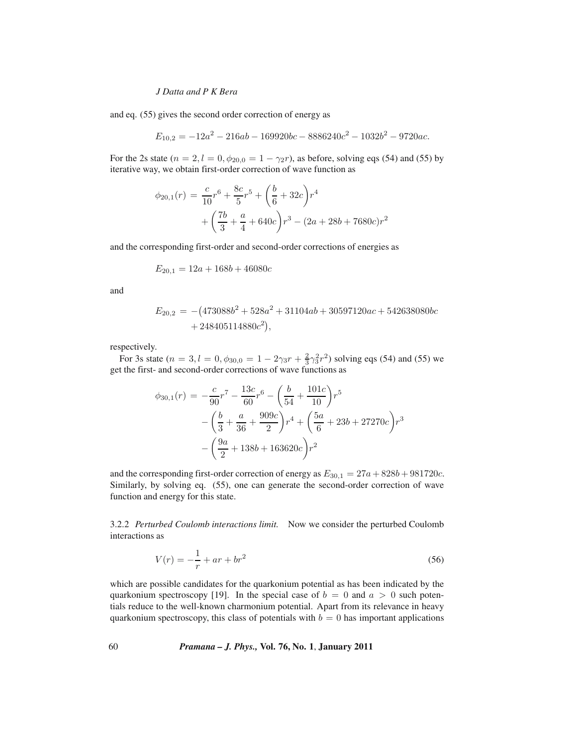and eq. (55) gives the second order correction of energy as

$$E_{10,2} = -12a^2 - 216ab - 169920bc - 8886240c^2 - 1032b^2 - 9720ac.$$

For the 2s state ($n = 2, l = 0, \phi_{20,0} = 1 - \gamma_2 r$), as before, solving eqs (54) and (55) by iterative way, we obtain first-order correction of wave function as

$$\begin{aligned}\phi_{20,1}(r) &= \frac{c}{10}r^6 + \frac{8c}{5}r^5 + \left(\frac{b}{6} + 32c\right)r^4 \\ &\quad + \left(\frac{7b}{3} + \frac{a}{4} + 640c\right)r^3 - (2a + 28b + 7680c)r^2\end{aligned}$$

and the corresponding first-order and second-order corrections of energies as

$$E_{20,1} = 12a + 168b + 46080c$$

and

$$\begin{aligned}E_{20,2} &= -\big(473088b^2 + 528a^2 + 31104ab + 30597120ac + 542638080bc \\ &\quad + 248405114880c^2\big),\end{aligned}$$

respectively.

For 3s state ($n = 3, l = 0, \phi_{30,0} = 1 - 2\gamma_3 r + \frac{2}{3}\gamma_3^2 r^2$) solving eqs (54) and (55) we get the first- and second-order corrections of wave functions as

$$\begin{aligned}\phi_{30,1}(r) &= -\frac{c}{90}r^7 - \frac{13c}{60}r^6 - \left(\frac{b}{54} + \frac{101c}{10}\right)r^5 \\ &\quad - \left(\frac{b}{3} + \frac{a}{36} + \frac{909c}{2}\right)r^4 + \left(\frac{5a}{6} + 23b + 27270c\right)r^3 \\ &\quad - \left(\frac{9a}{2} + 138b + 163620c\right)r^2\end{aligned}$$

and the corresponding first-order correction of energy as $E_{30,1} = 27a + 828b + 981720c$. Similarly, by solving eq. (55), one can generate the second-order correction of wave function and energy for this state.

#### 3.2.2 *Perturbed Coulomb interactions limit.*

Now we consider the perturbed Coulomb interactions as

$$V(r) = -\frac{1}{r} + ar + br^2 \tag{56}$$

which are possible candidates for the quarkonium potential as has been indicated by the quarkonium spectroscopy [19]. In the special case of $b = 0$ and $a > 0$ such potentials reduce to the well-known charmonium potential. Apart from its relevance in heavy quarkonium spectroscopy, this class of potentials with $b = 0$ has important applications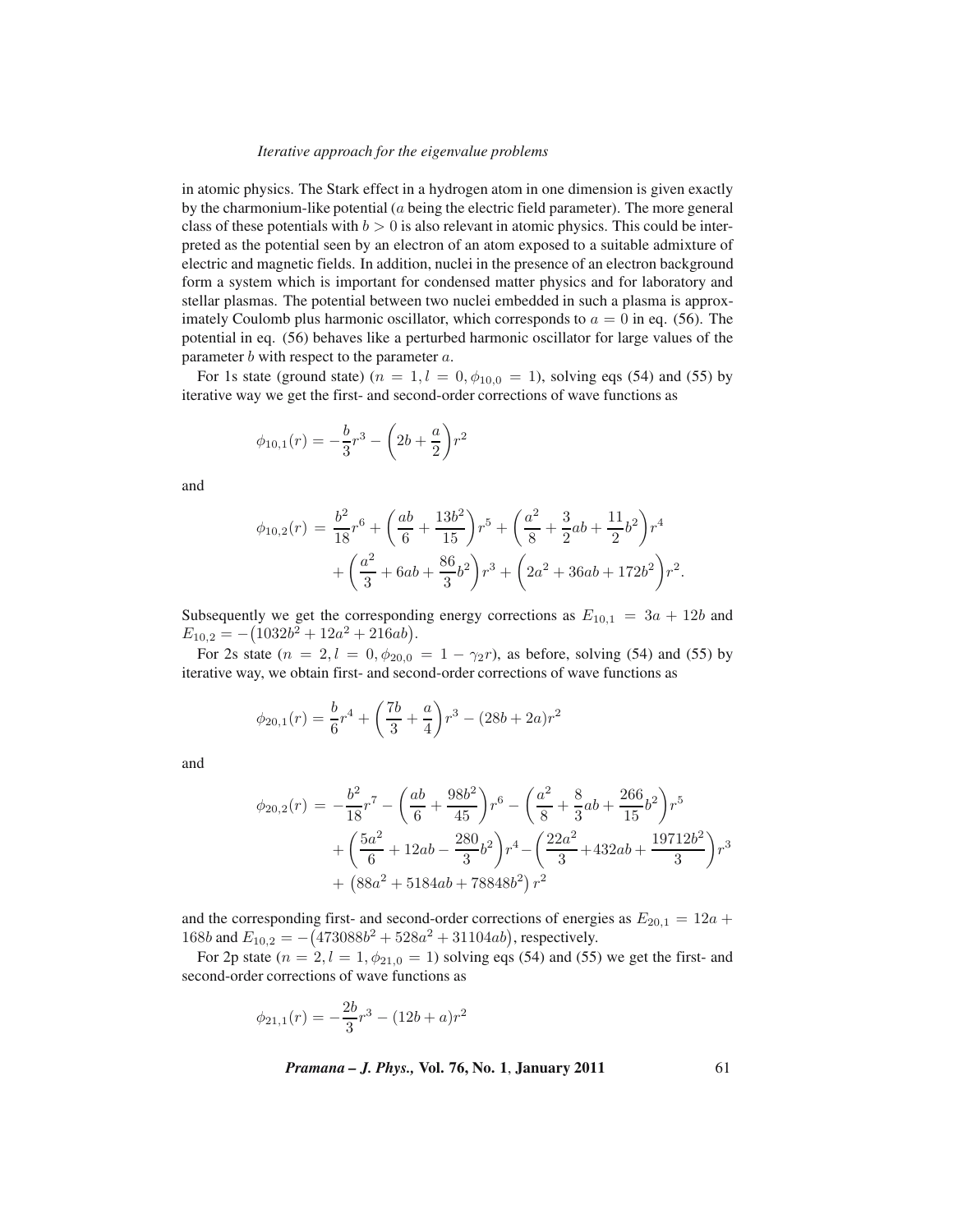in atomic physics. The Stark effect in a hydrogen atom in one dimension is given exactly by the charmonium-like potential ($a$ being the electric field parameter). The more general class of these potentials with $b > 0$ is also relevant in atomic physics. This could be interpreted as the potential seen by an electron of an atom exposed to a suitable admixture of electric and magnetic fields. In addition, nuclei in the presence of an electron background form a system which is important for condensed matter physics and for laboratory and stellar plasmas. The potential between two nuclei embedded in such a plasma is approximately Coulomb plus harmonic oscillator, which corresponds to $a = 0$ in eq. (56). The potential in eq. (56) behaves like a perturbed harmonic oscillator for large values of the parameter $b$ with respect to the parameter $a$.

For 1s state (ground state) ($n = 1, l = 0, \phi_{10,0} = 1$), solving eqs (54) and (55) by iterative way we get the first- and second-order corrections of wave functions as

$$\phi_{10,1}(r) = -\frac{b}{3}r^3 - \left(2b + \frac{a}{2}\right)r^2$$

and

$$\begin{aligned}\phi_{10,2}(r) &= \frac{b^2}{18}r^6 + \left(\frac{ab}{6} + \frac{13b^2}{15}\right)r^5 + \left(\frac{a^2}{8} + \frac{3}{2}ab + \frac{11}{2}b^2\right)r^4 \\ &\quad + \left(\frac{a^2}{3} + 6ab + \frac{86}{3}b^2\right)r^3 + \left(2a^2 + 36ab + 172b^2\right)r^2.\end{aligned}$$

Subsequently we get the corresponding energy corrections as $E_{10,1} = 3a + 12b$ and $E_{10,2} = -\left(1032b^2 + 12a^2 + 216ab\right)$.

For 2s state ($n = 2, l = 0, \phi_{20,0} = 1 - \gamma_2 r$), as before, solving (54) and (55) by iterative way, we obtain first- and second-order corrections of wave functions as

$$\phi_{20,1}(r) = \frac{b}{6}r^4 + \left(\frac{7b}{3} + \frac{a}{4}\right)r^3 - (28b + 2a)r^2$$

and

$$\begin{aligned}\phi_{20,2}(r) &= -\frac{b^2}{18}r^7 - \left(\frac{ab}{6} + \frac{98b^2}{45}\right)r^6 - \left(\frac{a^2}{8} + \frac{8}{3}ab + \frac{266}{15}b^2\right)r^5 \\ &\quad + \left(\frac{5a^2}{6} + 12ab - \frac{280}{3}b^2\right)r^4 - \left(\frac{22a^2}{3} + 432ab + \frac{19712b^2}{3}\right)r^3 \\ &\quad + \left(88a^2 + 5184ab + 78848b^2\right)r^2\end{aligned}$$

and the corresponding first- and second-order corrections of energies as $E_{20,1} = 12a + 168b$ and $E_{10,2} = -\left(473088b^2 + 528a^2 + 31104ab\right)$, respectively.

For 2p state ($n = 2, l = 1, \phi_{21,0} = 1$) solving eqs (54) and (55) we get the first- and second-order corrections of wave functions as

$$\phi_{21,1}(r) = -\frac{2b}{3}r^3 - (12b + a)r^2$$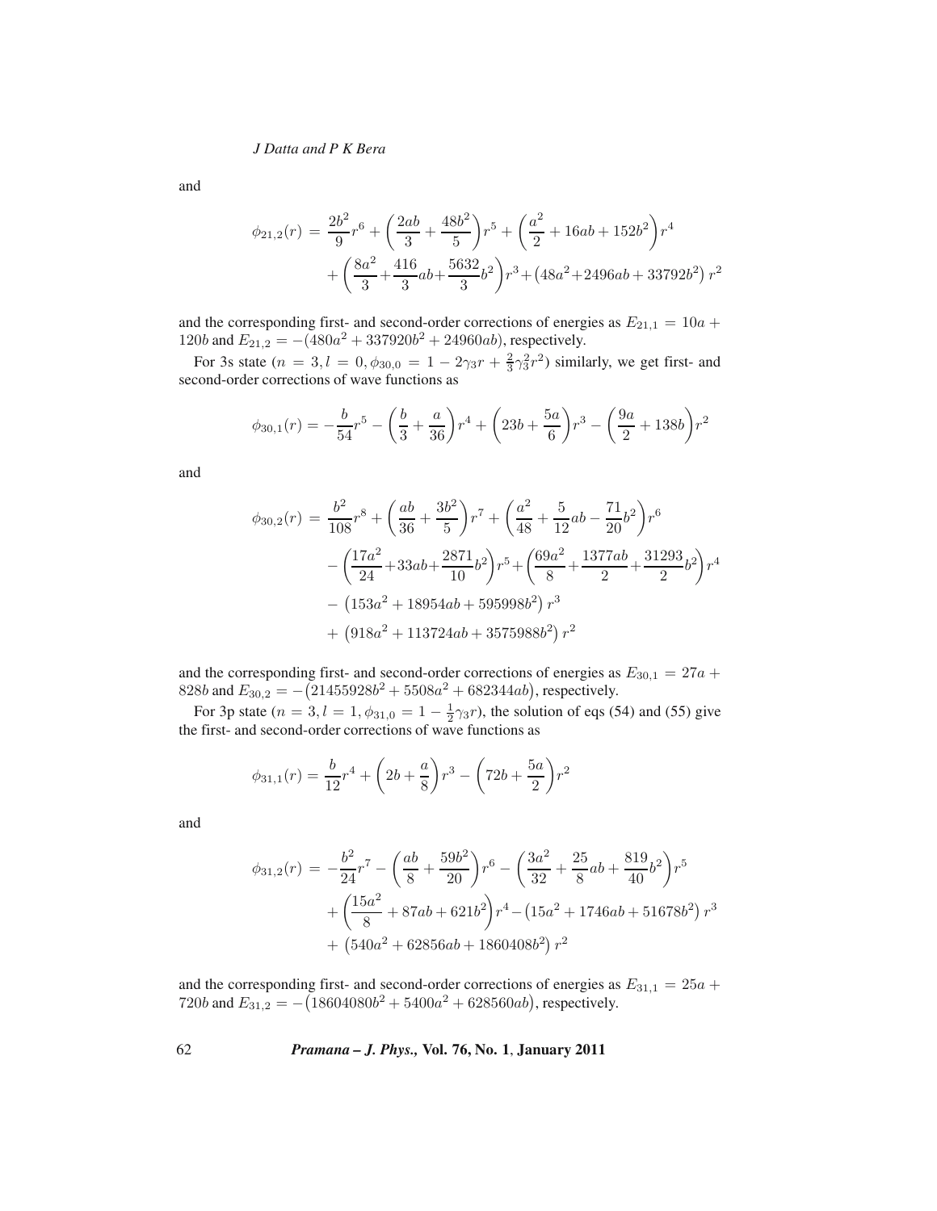and

$$
\begin{aligned}
\phi_{21,2}(r) = & \frac{2b^2}{9}r^6 + \left(\frac{2ab}{3} + \frac{48b^2}{5}\right)r^5 + \left(\frac{a^2}{2} + 16ab + 152b^2\right)r^4 \\
& + \left(\frac{8a^2}{3} + \frac{416}{3}ab + \frac{5632}{3}b^2\right)r^3 + \left(48a^2 + 2496ab + 33792b^2\right)r^2
\end{aligned}
$$

and the corresponding first- and second-order corrections of energies as $E_{21,1} = 10a + 120b$ and $E_{21,2} = -(480a^2 + 337920b^2 + 24960ab)$, respectively.

For 3s state ($n = 3, l = 0, \phi_{30,0} = 1 - 2\gamma_3 r + \frac{2}{3}\gamma_3^2 r^2$) similarly, we get first- and second-order corrections of wave functions as

$$
\phi_{30,1}(r) = -\frac{b}{54}r^5 - \left(\frac{b}{3} + \frac{a}{36}\right)r^4 + \left(23b + \frac{5a}{6}\right)r^3 - \left(\frac{9a}{2} + 138b\right)r^2
$$

and

$$
\begin{aligned}
\phi_{30,2}(r) = & \frac{b^2}{108}r^8 + \left(\frac{ab}{36} + \frac{3b^2}{5}\right)r^7 + \left(\frac{a^2}{48} + \frac{5}{12}ab - \frac{71}{20}b^2\right)r^6 \\
& - \left(\frac{17a^2}{24} + 33ab + \frac{2871}{10}b^2\right)r^5 + \left(\frac{69a^2}{8} + \frac{1377ab}{2} + \frac{31293}{2}b^2\right)r^4 \\
& - \left(153a^2 + 18954ab + 595998b^2\right)r^3 \\
& + \left(918a^2 + 113724ab + 3575988b^2\right)r^2
\end{aligned}
$$

and the corresponding first- and second-order corrections of energies as $E_{30,1} = 27a + 828b$ and $E_{30,2} = -\left(21455928b^2 + 5508a^2 + 682344ab\right)$, respectively.

For 3p state ($n = 3, l = 1, \phi_{31,0} = 1 - \frac{1}{2}\gamma_3 r$), the solution of eqs (54) and (55) give the first- and second-order corrections of wave functions as

$$
\phi_{31,1}(r) = \frac{b}{12}r^4 + \left(2b + \frac{a}{8}\right)r^3 - \left(72b + \frac{5a}{2}\right)r^2
$$

and

$$
\begin{aligned}
\phi_{31,2}(r) = & -\frac{b^2}{24}r^7 - \left(\frac{ab}{8} + \frac{59b^2}{20}\right)r^6 - \left(\frac{3a^2}{32} + \frac{25}{8}ab + \frac{819}{40}b^2\right)r^5 \\
& + \left(\frac{15a^2}{8} + 87ab + 621b^2\right)r^4 - \left(15a^2 + 1746ab + 51678b^2\right)r^3 \\
& + \left(540a^2 + 62856ab + 1860408b^2\right)r^2
\end{aligned}
$$

and the corresponding first- and second-order corrections of energies as $E_{31,1} = 25a + 720b$ and $E_{31,2} = -\left(18604080b^2 + 5400a^2 + 628560ab\right)$, respectively.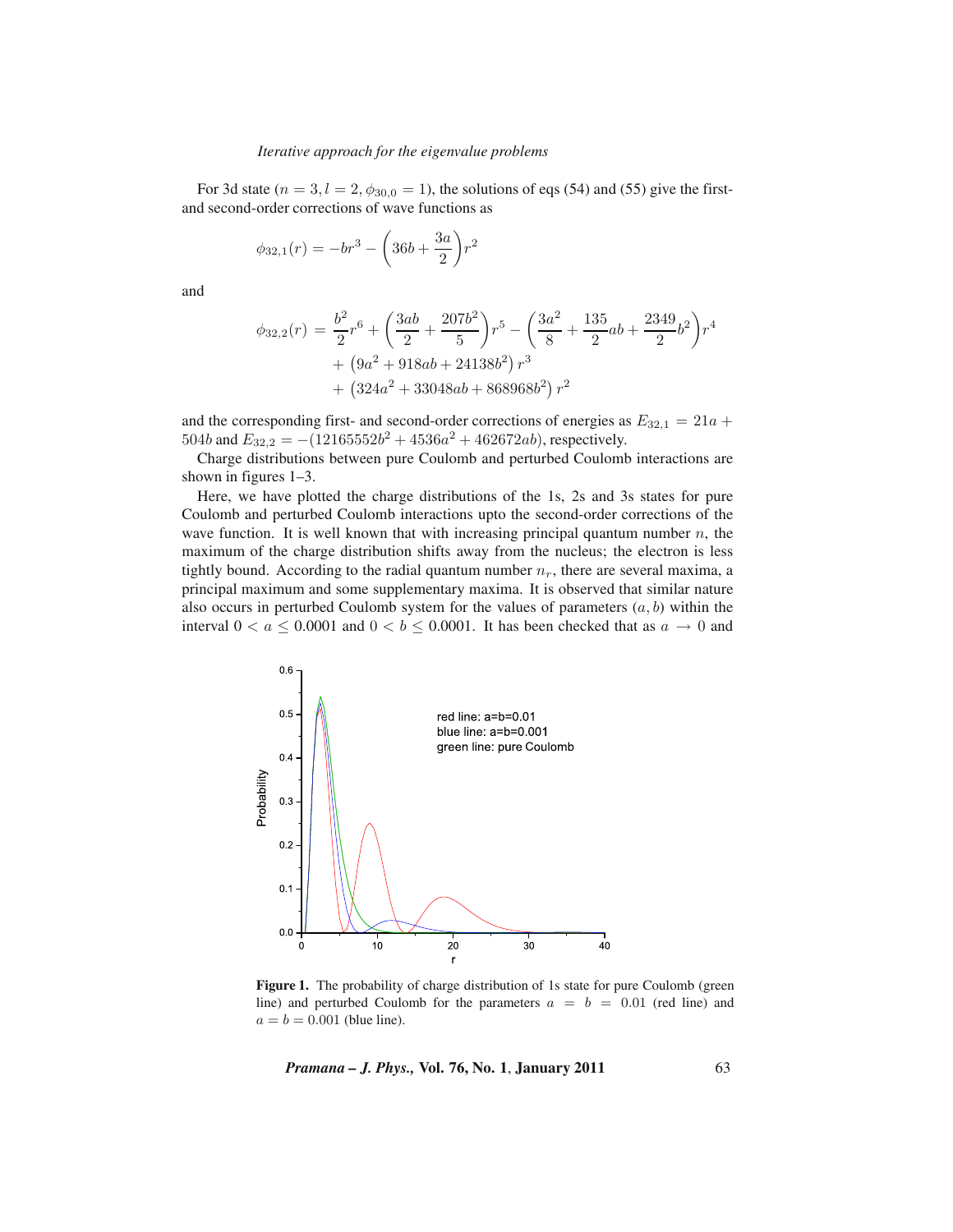For 3d state ($n = 3, l = 2, \phi_{30,0} = 1$), the solutions of eqs (54) and (55) give the first- and second-order corrections of wave functions as

$$\phi_{32,1}(r) = -br^3 - \left(36b + \frac{3a}{2}\right)r^2$$

and

$$\begin{aligned}\phi_{32,2}(r) &= \frac{b^2}{2}r^6 + \left(\frac{3ab}{2} + \frac{207b^2}{5}\right)r^5 - \left(\frac{3a^2}{8} + \frac{135}{2}ab + \frac{2349}{2}b^2\right)r^4 \\ &\quad + \left(9a^2 + 918ab + 24138b^2\right)r^3 \\ &\quad + \left(324a^2 + 33048ab + 868968b^2\right)r^2\end{aligned}$$

and the corresponding first- and second-order corrections of energies as $E_{32,1} = 21a + 504b$ and $E_{32,2} = -(12165552b^2 + 4536a^2 + 462672ab)$, respectively.

Charge distributions between pure Coulomb and perturbed Coulomb interactions are shown in figures 1–3.

Here, we have plotted the charge distributions of the 1s, 2s and 3s states for pure Coulomb and perturbed Coulomb interactions upto the second-order corrections of the wave function. It is well known that with increasing principal quantum number $n$, the maximum of the charge distribution shifts away from the nucleus; the electron is less tightly bound. According to the radial quantum number $n_r$, there are several maxima, a principal maximum and some supplementary maxima. It is observed that similar nature also occurs in perturbed Coulomb system for the values of parameters $(a, b)$ within the interval $0 < a \leq 0.0001$ and $0 < b \leq 0.0001$. It has been checked that as $a \to 0$ and

**Figure 1.** The probability of charge distribution of 1s state for pure Coulomb (green line) and perturbed Coulomb for the parameters $a = b = 0.01$ (red line) and $a = b = 0.001$ (blue line).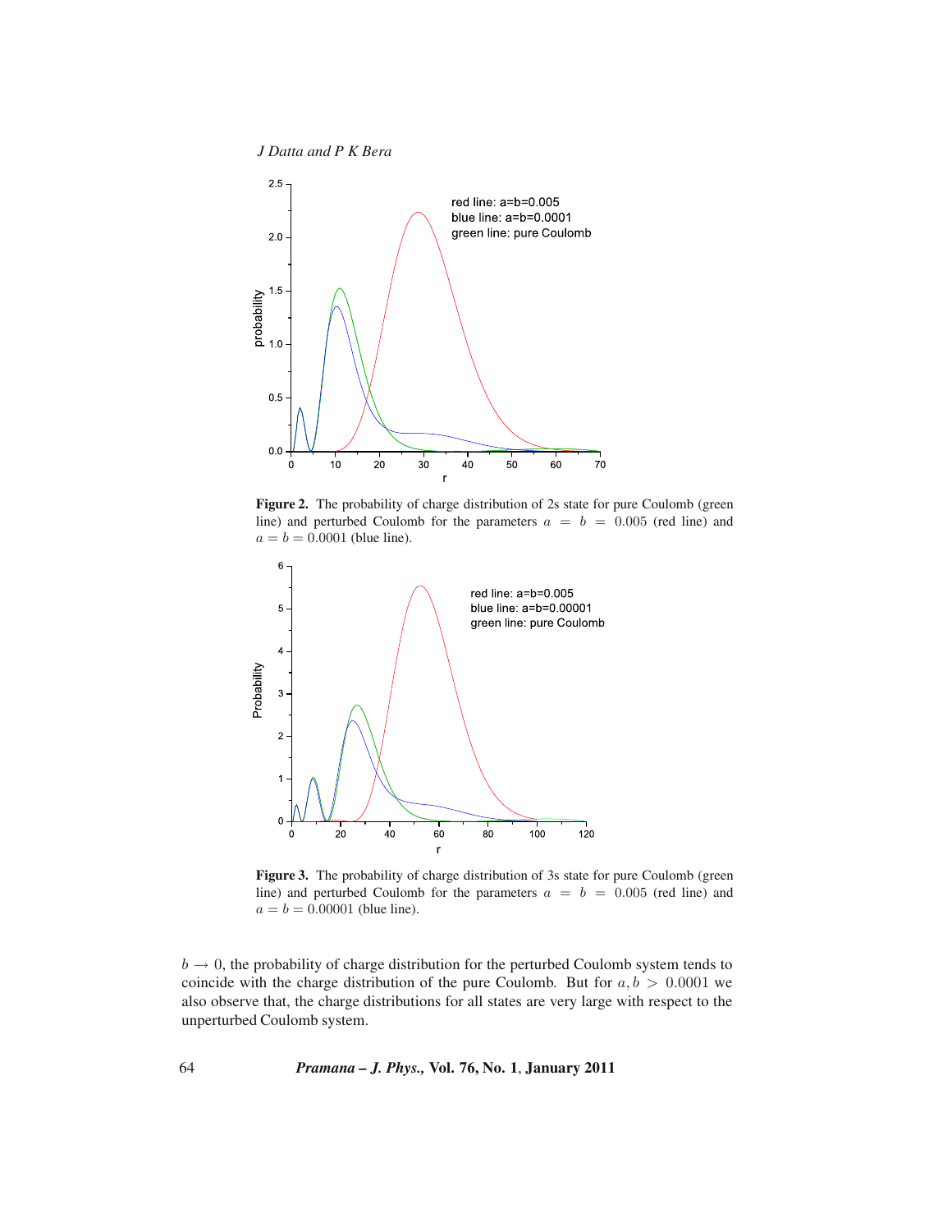**Figure 2.** The probability of charge distribution of 2s state for pure Coulomb (green line) and perturbed Coulomb for the parameters $a = b = 0.005$ (red line) and $a = b = 0.0001$ (blue line).

**Figure 3.** The probability of charge distribution of 3s state for pure Coulomb (green line) and perturbed Coulomb for the parameters $a = b = 0.005$ (red line) and $a = b = 0.00001$ (blue line).

$b \to 0$, the probability of charge distribution for the perturbed Coulomb system tends to coincide with the charge distribution of the pure Coulomb. But for $a, b > 0.0001$ we also observe that, the charge distributions for all states are very large with respect to the unperturbed Coulomb system.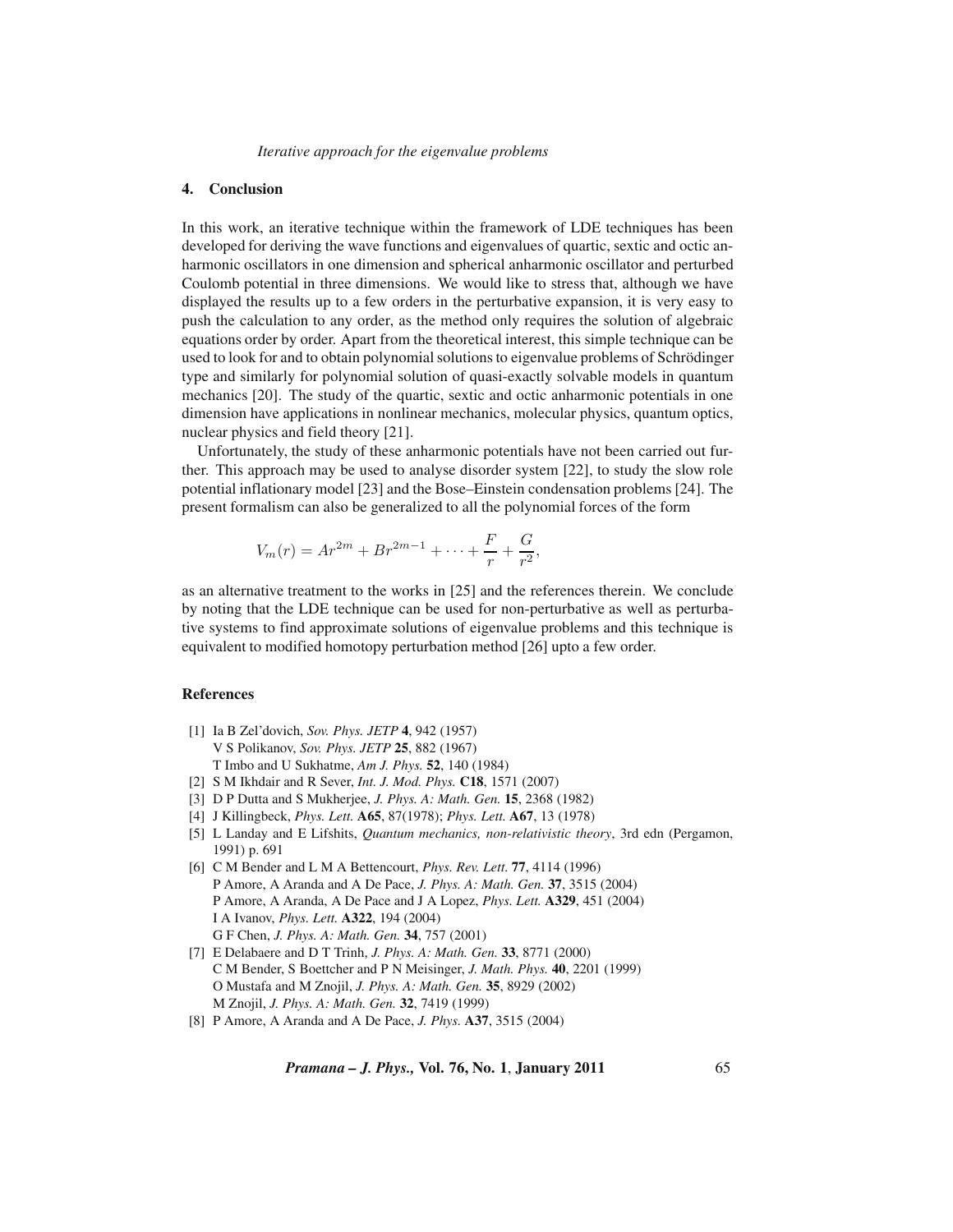## 4. Conclusion

In this work, an iterative technique within the framework of LDE techniques has been developed for deriving the wave functions and eigenvalues of quartic, sextic and octic anharmonic oscillators in one dimension and spherical anharmonic oscillator and perturbed Coulomb potential in three dimensions. We would like to stress that, although we have displayed the results up to a few orders in the perturbative expansion, it is very easy to push the calculation to any order, as the method only requires the solution of algebraic equations order by order. Apart from the theoretical interest, this simple technique can be used to look for and to obtain polynomial solutions to eigenvalue problems of Schrödinger type and similarly for polynomial solution of quasi-exactly solvable models in quantum mechanics [20]. The study of the quartic, sextic and octic anharmonic potentials in one dimension have applications in nonlinear mechanics, molecular physics, quantum optics, nuclear physics and field theory [21].

Unfortunately, the study of these anharmonic potentials have not been carried out further. This approach may be used to analyse disorder system [22], to study the slow role potential inflationary model [23] and the Bose–Einstein condensation problems [24]. The present formalism can also be generalized to all the polynomial forces of the form

$$V_m(r) = Ar^{2m} + Br^{2m-1} + \cdots + \frac{F}{r} + \frac{G}{r^2},$$

as an alternative treatment to the works in [25] and the references therein. We conclude by noting that the LDE technique can be used for non-perturbative as well as perturbative systems to find approximate solutions of eigenvalue problems and this technique is equivalent to modified homotopy perturbation method [26] upto a few order.

## References

[1] Ia B Zel'dovich, *Sov. Phys. JETP* **4**, 942 (1957)
V S Polikanov, *Sov. Phys. JETP* **25**, 882 (1967)
T Imbo and U Sukhatme, *Am J. Phys.* **52**, 140 (1984)

[2] S M Ikhdair and R Sever, *Int. J. Mod. Phys.* **C18**, 1571 (2007)

[3] D P Dutta and S Mukherjee, *J. Phys. A: Math. Gen.* **15**, 2368 (1982)

[4] J Killingbeck, *Phys. Lett.* **A65**, 87(1978); *Phys. Lett.* **A67**, 13 (1978)

[5] L Landay and E Lifshits, *Quantum mechanics, non-relativistic theory*, 3rd edn (Pergamon, 1991) p. 691

[6] C M Bender and L M A Bettencourt, *Phys. Rev. Lett.* **77**, 4114 (1996)
P Amore, A Aranda and A De Pace, *J. Phys. A: Math. Gen.* **37**, 3515 (2004)
P Amore, A Aranda, A De Pace and J A Lopez, *Phys. Lett.* **A329**, 451 (2004)
I A Ivanov, *Phys. Lett.* **A322**, 194 (2004)
G F Chen, *J. Phys. A: Math. Gen.* **34**, 757 (2001)

[7] E Delabaere and D T Trinh, *J. Phys. A: Math. Gen.* **33**, 8771 (2000)
C M Bender, S Boettcher and P N Meisinger, *J. Math. Phys.* **40**, 2201 (1999)
O Mustafa and M Znojil, *J. Phys. A: Math. Gen.* **35**, 8929 (2002)
M Znojil, *J. Phys. A: Math. Gen.* **32**, 7419 (1999)

[8] P Amore, A Aranda and A De Pace, *J. Phys.* **A37**, 3515 (2004)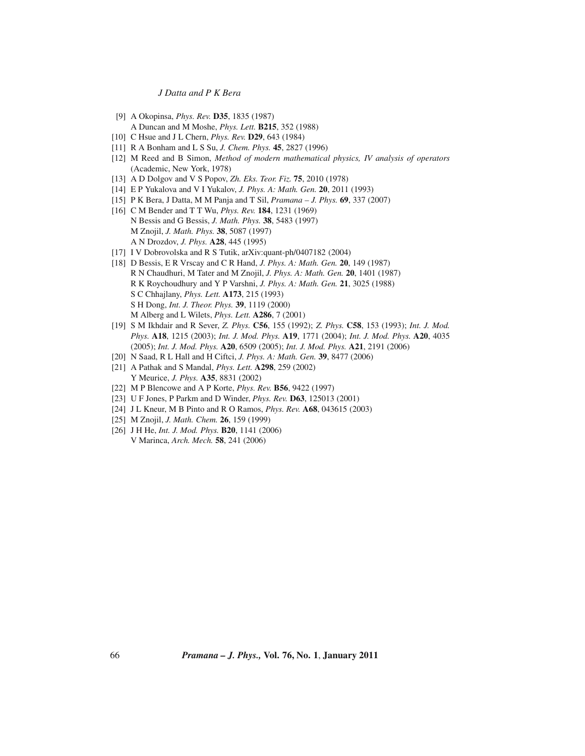[9] A Okopinsa, *Phys. Rev.* **D35**, 1835 (1987)
A Duncan and M Moshe, *Phys. Lett.* **B215**, 352 (1988)

[10] C Hsue and J L Chern, *Phys. Rev.* **D29**, 643 (1984)

[11] R A Bonham and L S Su, *J. Chem. Phys.* **45**, 2827 (1996)

[12] M Reed and B Simon, *Method of modern mathematical physics, IV analysis of operators* (Academic, New York, 1978)

[13] A D Dolgov and V S Popov, *Zh. Eks. Teor. Fiz.* **75**, 2010 (1978)

[14] E P Yukalova and V I Yukalov, *J. Phys. A: Math. Gen.* **20**, 2011 (1993)

[15] P K Bera, J Datta, M M Panja and T Sil, *Pramana – J. Phys.* **69**, 337 (2007)

[16] C M Bender and T T Wu, *Phys. Rev.* **184**, 1231 (1969)
N Bessis and G Bessis, *J. Math. Phys.* **38**, 5483 (1997)
M Znojil, *J. Math. Phys.* **38**, 5087 (1997)
A N Drozdov, *J. Phys.* **A28**, 445 (1995)

[17] I V Dobrovolska and R S Tutik, arXiv:quant-ph/0407182 (2004)

[18] D Bessis, E R Vrscay and C R Hand, *J. Phys. A: Math. Gen.* **20**, 149 (1987)
R N Chaudhuri, M Tater and M Znojil, *J. Phys. A: Math. Gen.* **20**, 1401 (1987)
R K Roychoudhury and Y P Varshni, *J. Phys. A: Math. Gen.* **21**, 3025 (1988)
S C Chhajlany, *Phys. Lett.* **A173**, 215 (1993)
S H Dong, *Int. J. Theor. Phys.* **39**, 1119 (2000)
M Alberg and L Wilets, *Phys. Lett.* **A286**, 7 (2001)

[19] S M Ikhdair and R Sever, *Z. Phys.* **C56**, 155 (1992); *Z. Phys.* **C58**, 153 (1993); *Int. J. Mod. Phys.* **A18**, 1215 (2003); *Int. J. Mod. Phys.* **A19**, 1771 (2004); *Int. J. Mod. Phys.* **A20**, 4035 (2005); *Int. J. Mod. Phys.* **A20**, 6509 (2005); *Int. J. Mod. Phys.* **A21**, 2191 (2006)

[20] N Saad, R L Hall and H Ciftci, *J. Phys. A: Math. Gen.* **39**, 8477 (2006)

[21] A Pathak and S Mandal, *Phys. Lett.* **A298**, 259 (2002)
Y Meurice, *J. Phys.* **A35**, 8831 (2002)

[22] M P Blencowe and A P Korte, *Phys. Rev.* **B56**, 9422 (1997)

[23] U F Jones, P Parkm and D Winder, *Phys. Rev.* **D63**, 125013 (2001)

[24] J L Kneur, M B Pinto and R O Ramos, *Phys. Rev.* **A68**, 043615 (2003)

[25] M Znojil, *J. Math. Chem.* **26**, 159 (1999)

[26] J H He, *Int. J. Mod. Phys.* **B20**, 1141 (2006)
V Marinca, *Arch. Mech.* **58**, 241 (2006)